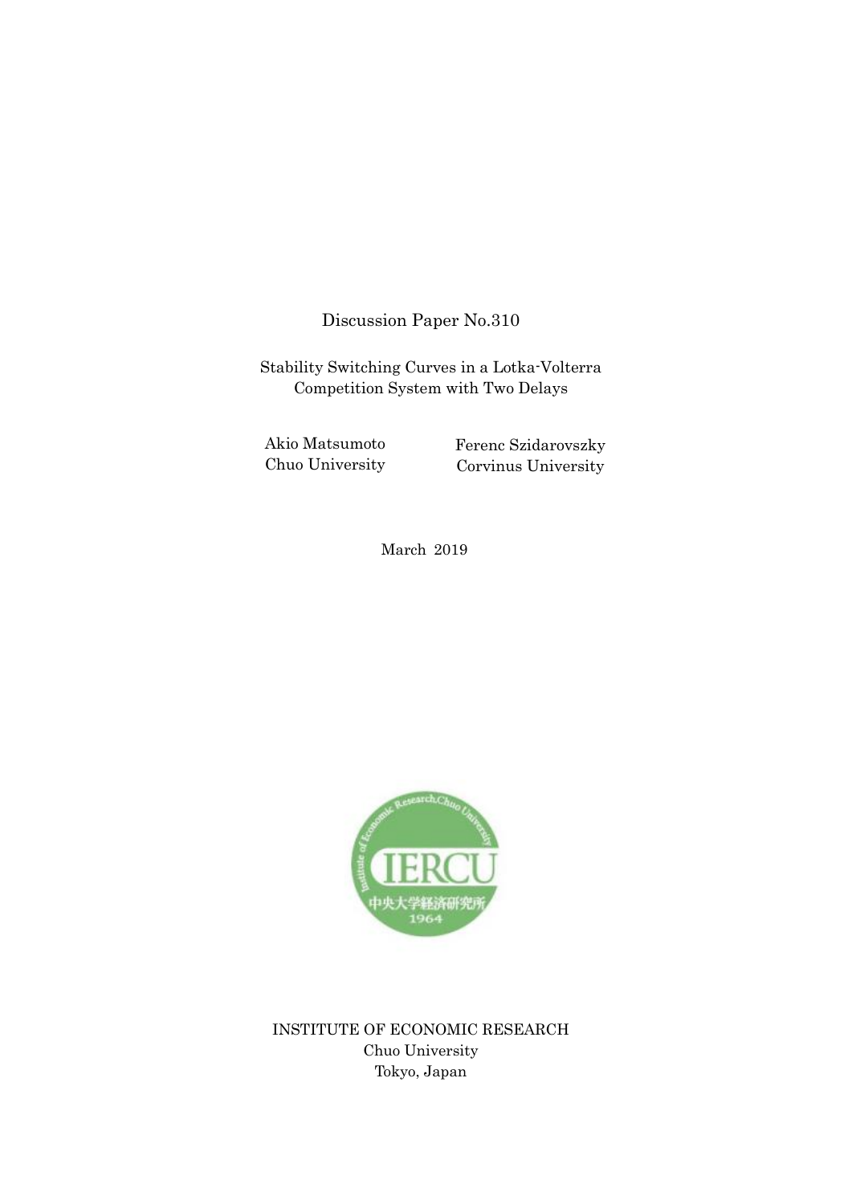Discussion Paper No.310

Stability Switching Curves in a Lotka-Volterra Competition System with Two Delays

Akio Matsumoto
Chuo University

Ferenc Szidarovszky
Corvinus University

March 2019

INSTITUTE OF ECONOMIC RESEARCH
Chuo University
Tokyo, Japan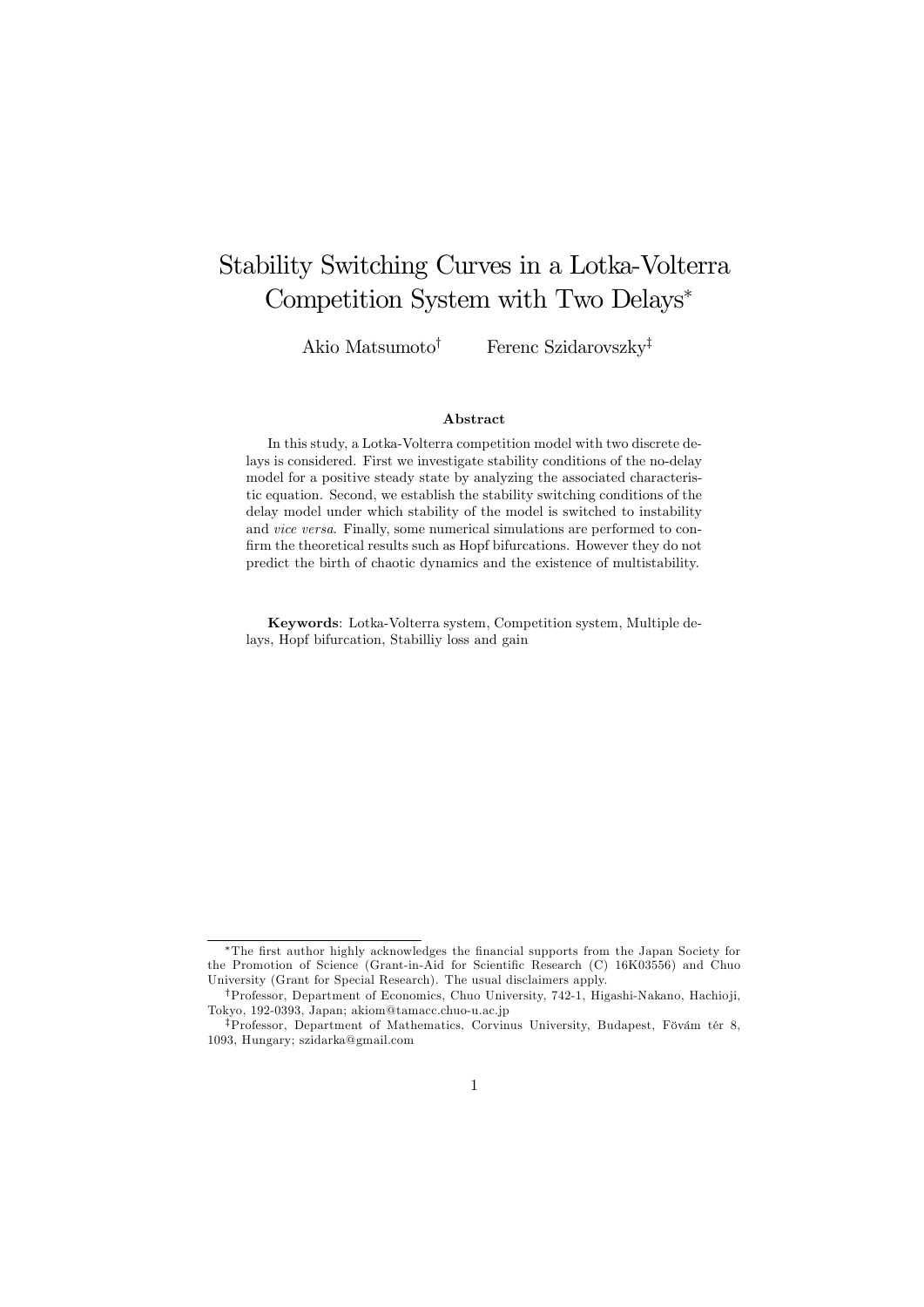# Stability Switching Curves in a Lotka-Volterra Competition System with Two Delays*

Akio Matsumoto[†] Ferenc Szidarovszky[‡]

### Abstract

In this study, a Lotka-Volterra competition model with two discrete delays is considered. First we investigate stability conditions of the no-delay model for a positive steady state by analyzing the associated characteristic equation. Second, we establish the stability switching conditions of the delay model under which stability of the model is switched to instability and *vice versa*. Finally, some numerical simulations are performed to confirm the theoretical results such as Hopf bifurcations. However they do not predict the birth of chaotic dynamics and the existence of multistability.

**Keywords**: Lotka-Volterra system, Competition system, Multiple delays, Hopf bifurcation, Stabilliy loss and gain

---

*The first author highly acknowledges the financial supports from the Japan Society for the Promotion of Science (Grant-in-Aid for Scientific Research (C) 16K03556) and Chuo University (Grant for Special Research). The usual disclaimers apply.

[†]Professor, Department of Economics, Chuo University, 742-1, Higashi-Nakano, Hachioji, Tokyo, 192-0393, Japan; akiom@tamacc.chuo-u.ac.jp

[‡]Professor, Department of Mathematics, Corvinus University, Budapest, Fövám tér 8, 1093, Hungary; szidarka@gmail.com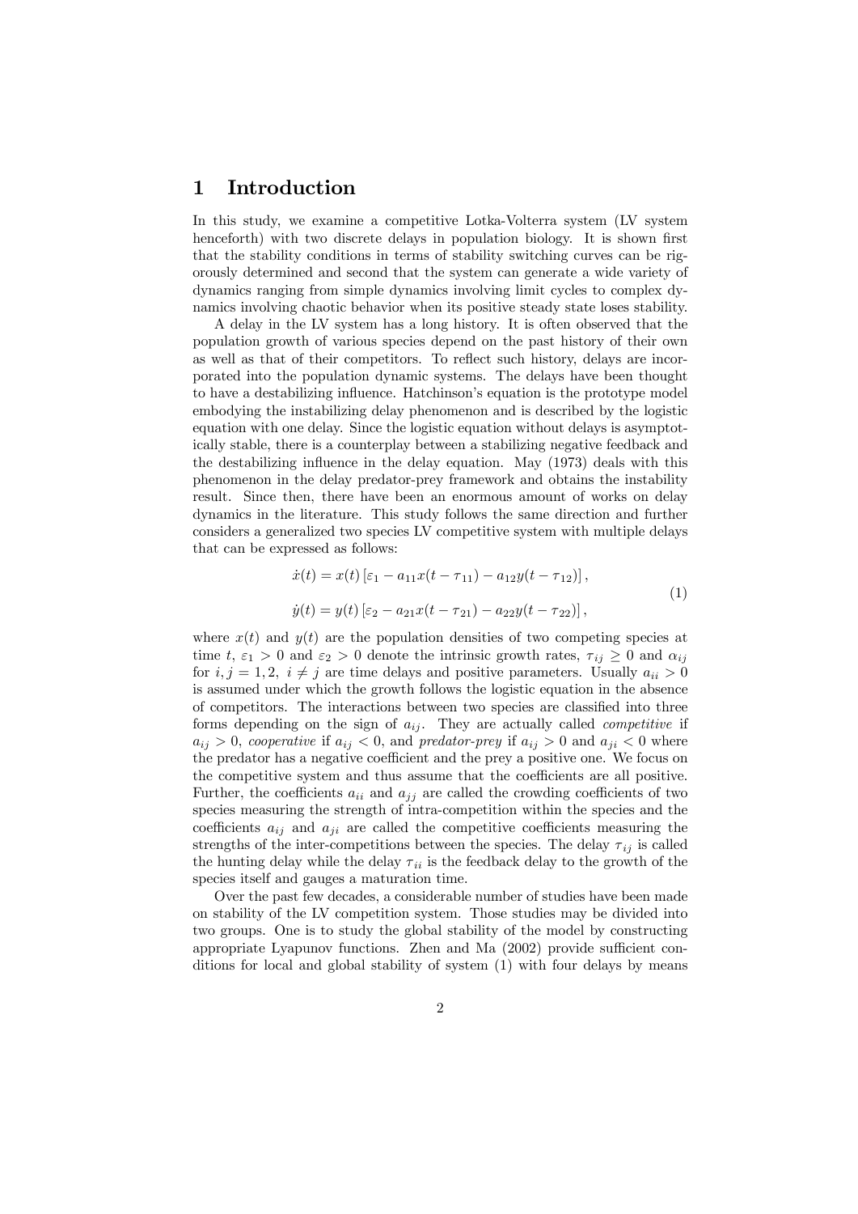# 1 Introduction

In this study, we examine a competitive Lotka-Volterra system (LV system henceforth) with two discrete delays in population biology. It is shown first that the stability conditions in terms of stability switching curves can be rigorously determined and second that the system can generate a wide variety of dynamics ranging from simple dynamics involving limit cycles to complex dynamics involving chaotic behavior when its positive steady state loses stability.

A delay in the LV system has a long history. It is often observed that the population growth of various species depend on the past history of their own as well as that of their competitors. To reflect such history, delays are incorporated into the population dynamic systems. The delays have been thought to have a destabilizing influence. Hatchinson's equation is the prototype model embodying the instabilizing delay phenomenon and is described by the logistic equation with one delay. Since the logistic equation without delays is asymptotically stable, there is a counterplay between a stabilizing negative feedback and the destabilizing influence in the delay equation. May (1973) deals with this phenomenon in the delay predator-prey framework and obtains the instability result. Since then, there have been an enormous amount of works on delay dynamics in the literature. This study follows the same direction and further considers a generalized two species LV competitive system with multiple delays that can be expressed as follows:

$$
\begin{aligned}
\dot{x}(t) &= x(t)\left[\varepsilon_1 - a_{11}x(t-\tau_{11}) - a_{12}y(t-\tau_{12})\right], \\
\dot{y}(t) &= y(t)\left[\varepsilon_2 - a_{21}x(t-\tau_{21}) - a_{22}y(t-\tau_{22})\right],
\end{aligned}
\tag{1}
$$

where $x(t)$ and $y(t)$ are the population densities of two competing species at time $t$, $\varepsilon_1 > 0$ and $\varepsilon_2 > 0$ denote the intrinsic growth rates, $\tau_{ij} \geq 0$ and $\alpha_{ij}$ for $i, j = 1, 2,\ i \neq j$ are time delays and positive parameters. Usually $a_{ii} > 0$ is assumed under which the growth follows the logistic equation in the absence of competitors. The interactions between two species are classified into three forms depending on the sign of $a_{ij}$. They are actually called *competitive* if $a_{ij} > 0$, *cooperative* if $a_{ij} < 0$, and *predator-prey* if $a_{ij} > 0$ and $a_{ji} < 0$ where the predator has a negative coefficient and the prey a positive one. We focus on the competitive system and thus assume that the coefficients are all positive. Further, the coefficients $a_{ii}$ and $a_{jj}$ are called the crowding coefficients of two species measuring the strength of intra-competition within the species and the coefficients $a_{ij}$ and $a_{ji}$ are called the competitive coefficients measuring the strengths of the inter-competitions between the species. The delay $\tau_{ij}$ is called the hunting delay while the delay $\tau_{ii}$ is the feedback delay to the growth of the species itself and gauges a maturation time.

Over the past few decades, a considerable number of studies have been made on stability of the LV competition system. Those studies may be divided into two groups. One is to study the global stability of the model by constructing appropriate Lyapunov functions. Zhen and Ma (2002) provide sufficient conditions for local and global stability of system (1) with four delays by means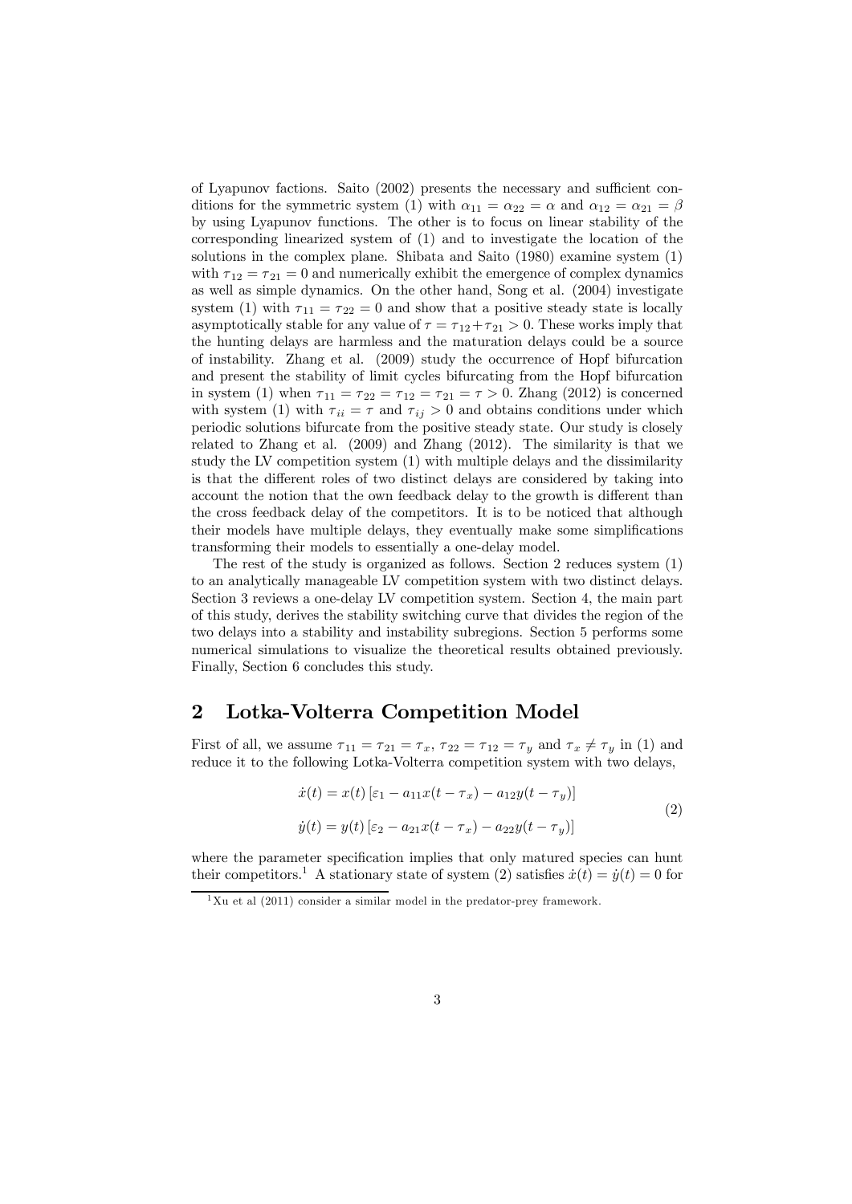of Lyapunov factions. Saito (2002) presents the necessary and sufficient conditions for the symmetric system (1) with $\alpha_{11} = \alpha_{22} = \alpha$ and $\alpha_{12} = \alpha_{21} = \beta$ by using Lyapunov functions. The other is to focus on linear stability of the corresponding linearized system of (1) and to investigate the location of the solutions in the complex plane. Shibata and Saito (1980) examine system (1) with $\tau_{12} = \tau_{21} = 0$ and numerically exhibit the emergence of complex dynamics as well as simple dynamics. On the other hand, Song et al. (2004) investigate system (1) with $\tau_{11} = \tau_{22} = 0$ and show that a positive steady state is locally asymptotically stable for any value of $\tau = \tau_{12} + \tau_{21} > 0$. These works imply that the hunting delays are harmless and the maturation delays could be a source of instability. Zhang et al. (2009) study the occurrence of Hopf bifurcation and present the stability of limit cycles bifurcating from the Hopf bifurcation in system (1) when $\tau_{11} = \tau_{22} = \tau_{12} = \tau_{21} = \tau > 0$. Zhang (2012) is concerned with system (1) with $\tau_{ii} = \tau$ and $\tau_{ij} > 0$ and obtains conditions under which periodic solutions bifurcate from the positive steady state. Our study is closely related to Zhang et al. (2009) and Zhang (2012). The similarity is that we study the LV competition system (1) with multiple delays and the dissimilarity is that the different roles of two distinct delays are considered by taking into account the notion that the own feedback delay to the growth is different than the cross feedback delay of the competitors. It is to be noticed that although their models have multiple delays, they eventually make some simplifications transforming their models to essentially a one-delay model.

The rest of the study is organized as follows. Section 2 reduces system (1) to an analytically manageable LV competition system with two distinct delays. Section 3 reviews a one-delay LV competition system. Section 4, the main part of this study, derives the stability switching curve that divides the region of the two delays into a stability and instability subregions. Section 5 performs some numerical simulations to visualize the theoretical results obtained previously. Finally, Section 6 concludes this study.

## 2 Lotka-Volterra Competition Model

First of all, we assume $\tau_{11} = \tau_{21} = \tau_x$, $\tau_{22} = \tau_{12} = \tau_y$ and $\tau_x \neq \tau_y$ in (1) and reduce it to the following Lotka-Volterra competition system with two delays,

$$
\begin{aligned}
\dot{x}(t) &= x(t)\left[\varepsilon_1 - a_{11}x(t-\tau_x) - a_{12}y(t-\tau_y)\right] \\
\dot{y}(t) &= y(t)\left[\varepsilon_2 - a_{21}x(t-\tau_x) - a_{22}y(t-\tau_y)\right]
\end{aligned}
\tag{2}
$$

where the parameter specification implies that only matured species can hunt their competitors.[1] A stationary state of system (2) satisfies $\dot{x}(t) = \dot{y}(t) = 0$ for

[1] Xu et al (2011) consider a similar model in the predator-prey framework.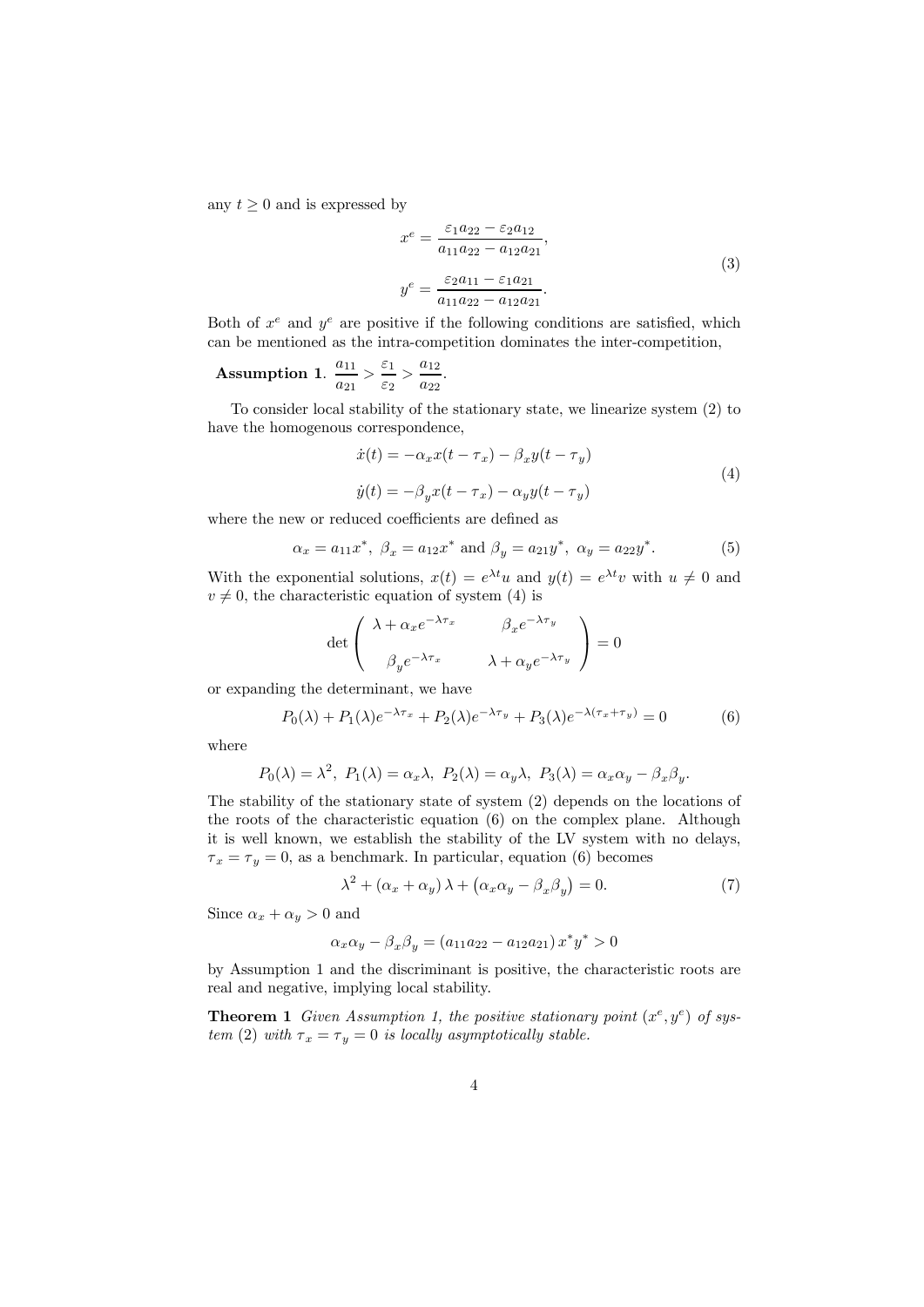any $t \geq 0$ and is expressed by

$$
\begin{aligned}
x^e &= \frac{\varepsilon_1 a_{22} - \varepsilon_2 a_{12}}{a_{11}a_{22} - a_{12}a_{21}}, \\
y^e &= \frac{\varepsilon_2 a_{11} - \varepsilon_1 a_{21}}{a_{11}a_{22} - a_{12}a_{21}}.
\end{aligned}
\tag{3}
$$

Both of $x^e$ and $y^e$ are positive if the following conditions are satisfied, which can be mentioned as the intra-competition dominates the inter-competition,

**Assumption 1**. $\dfrac{a_{11}}{a_{21}} > \dfrac{\varepsilon_1}{\varepsilon_2} > \dfrac{a_{12}}{a_{22}}$.

To consider local stability of the stationary state, we linearize system (2) to have the homogenous correspondence,

$$
\begin{aligned}
\dot{x}(t) &= -\alpha_x x(t-\tau_x) - \beta_x y(t-\tau_y) \\
\dot{y}(t) &= -\beta_y x(t-\tau_x) - \alpha_y y(t-\tau_y)
\end{aligned}
\tag{4}
$$

where the new or reduced coefficients are defined as

$$
\alpha_x = a_{11}x^*, \ \beta_x = a_{12}x^* \text{ and } \beta_y = a_{21}y^*, \ \alpha_y = a_{22}y^*. \tag{5}
$$

With the exponential solutions, $x(t) = e^{\lambda t}u$ and $y(t) = e^{\lambda t}v$ with $u \neq 0$ and $v \neq 0$, the characteristic equation of system (4) is

$$
\det \begin{pmatrix} \lambda + \alpha_x e^{-\lambda \tau_x} & \beta_x e^{-\lambda \tau_y} \\ \beta_y e^{-\lambda \tau_x} & \lambda + \alpha_y e^{-\lambda \tau_y} \end{pmatrix} = 0
$$

or expanding the determinant, we have

$$
P_0(\lambda) + P_1(\lambda)e^{-\lambda\tau_x} + P_2(\lambda)e^{-\lambda\tau_y} + P_3(\lambda)e^{-\lambda(\tau_x+\tau_y)} = 0 \tag{6}
$$

where

$$
P_0(\lambda) = \lambda^2, \ P_1(\lambda) = \alpha_x\lambda, \ P_2(\lambda) = \alpha_y\lambda, \ P_3(\lambda) = \alpha_x\alpha_y - \beta_x\beta_y.
$$

The stability of the stationary state of system (2) depends on the locations of the roots of the characteristic equation (6) on the complex plane. Although it is well known, we establish the stability of the LV system with no delays, $\tau_x = \tau_y = 0$, as a benchmark. In particular, equation (6) becomes

$$
\lambda^2 + (\alpha_x + \alpha_y)\lambda + (\alpha_x\alpha_y - \beta_x\beta_y) = 0. \tag{7}
$$

Since $\alpha_x + \alpha_y > 0$ and

$$
\alpha_x\alpha_y - \beta_x\beta_y = (a_{11}a_{22} - a_{12}a_{21})x^*y^* > 0
$$

by Assumption 1 and the discriminant is positive, the characteristic roots are real and negative, implying local stability.

**Theorem 1** *Given Assumption 1, the positive stationary point $(x^e, y^e)$ of system (2) with $\tau_x = \tau_y = 0$ is locally asymptotically stable.*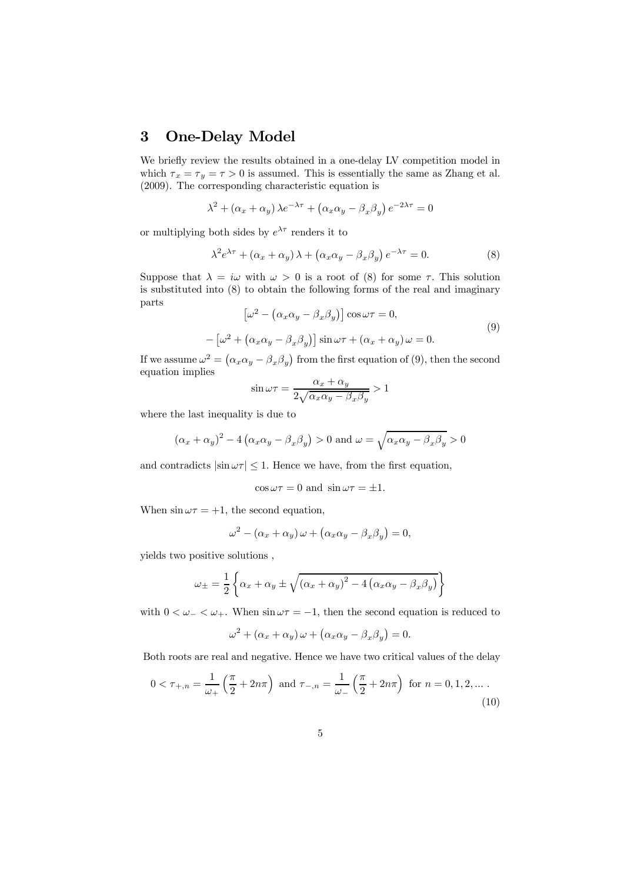## 3 One-Delay Model

We briefly review the results obtained in a one-delay LV competition model in which $\tau_x = \tau_y = \tau > 0$ is assumed. This is essentially the same as Zhang et al. (2009). The corresponding characteristic equation is

$$\lambda^2 + (\alpha_x + \alpha_y)\,\lambda e^{-\lambda\tau} + \left(\alpha_x\alpha_y - \beta_x\beta_y\right)e^{-2\lambda\tau} = 0$$

or multiplying both sides by $e^{\lambda\tau}$ renders it to

$$\lambda^2 e^{\lambda\tau} + (\alpha_x + \alpha_y)\,\lambda + \left(\alpha_x\alpha_y - \beta_x\beta_y\right)e^{-\lambda\tau} = 0. \tag{8}$$

Suppose that $\lambda = i\omega$ with $\omega > 0$ is a root of (8) for some $\tau$. This solution is substituted into (8) to obtain the following forms of the real and imaginary parts

$$\begin{aligned} \left[\omega^2 - \left(\alpha_x\alpha_y - \beta_x\beta_y\right)\right]\cos\omega\tau &= 0, \\ -\left[\omega^2 + \left(\alpha_x\alpha_y - \beta_x\beta_y\right)\right]\sin\omega\tau + (\alpha_x + \alpha_y)\,\omega &= 0. \end{aligned} \tag{9}$$

If we assume $\omega^2 = \left(\alpha_x\alpha_y - \beta_x\beta_y\right)$ from the first equation of (9), then the second equation implies

$$\sin\omega\tau = \frac{\alpha_x + \alpha_y}{2\sqrt{\alpha_x\alpha_y - \beta_x\beta_y}} > 1$$

where the last inequality is due to

$$(\alpha_x + \alpha_y)^2 - 4\left(\alpha_x\alpha_y - \beta_x\beta_y\right) > 0 \text{ and } \omega = \sqrt{\alpha_x\alpha_y - \beta_x\beta_y} > 0$$

and contradicts $|\sin\omega\tau| \leq 1$. Hence we have, from the first equation,

$$\cos\omega\tau = 0 \text{ and } \sin\omega\tau = \pm 1.$$

When $\sin\omega\tau = +1$, the second equation,

$$\omega^2 - (\alpha_x + \alpha_y)\,\omega + \left(\alpha_x\alpha_y - \beta_x\beta_y\right) = 0,$$

yields two positive solutions ,

$$\omega_{\pm} = \frac{1}{2}\left\{\alpha_x + \alpha_y \pm \sqrt{(\alpha_x + \alpha_y)^2 - 4\left(\alpha_x\alpha_y - \beta_x\beta_y\right)}\right\}$$

with $0 < \omega_- < \omega_+$. When $\sin\omega\tau = -1$, then the second equation is reduced to

$$\omega^2 + (\alpha_x + \alpha_y)\,\omega + \left(\alpha_x\alpha_y - \beta_x\beta_y\right) = 0.$$

Both roots are real and negative. Hence we have two critical values of the delay

$$0 < \tau_{+,n} = \frac{1}{\omega_+}\left(\frac{\pi}{2} + 2n\pi\right) \text{ and } \tau_{-,n} = \frac{1}{\omega_-}\left(\frac{\pi}{2} + 2n\pi\right) \text{ for } n = 0, 1, 2, ... . \tag{10}$$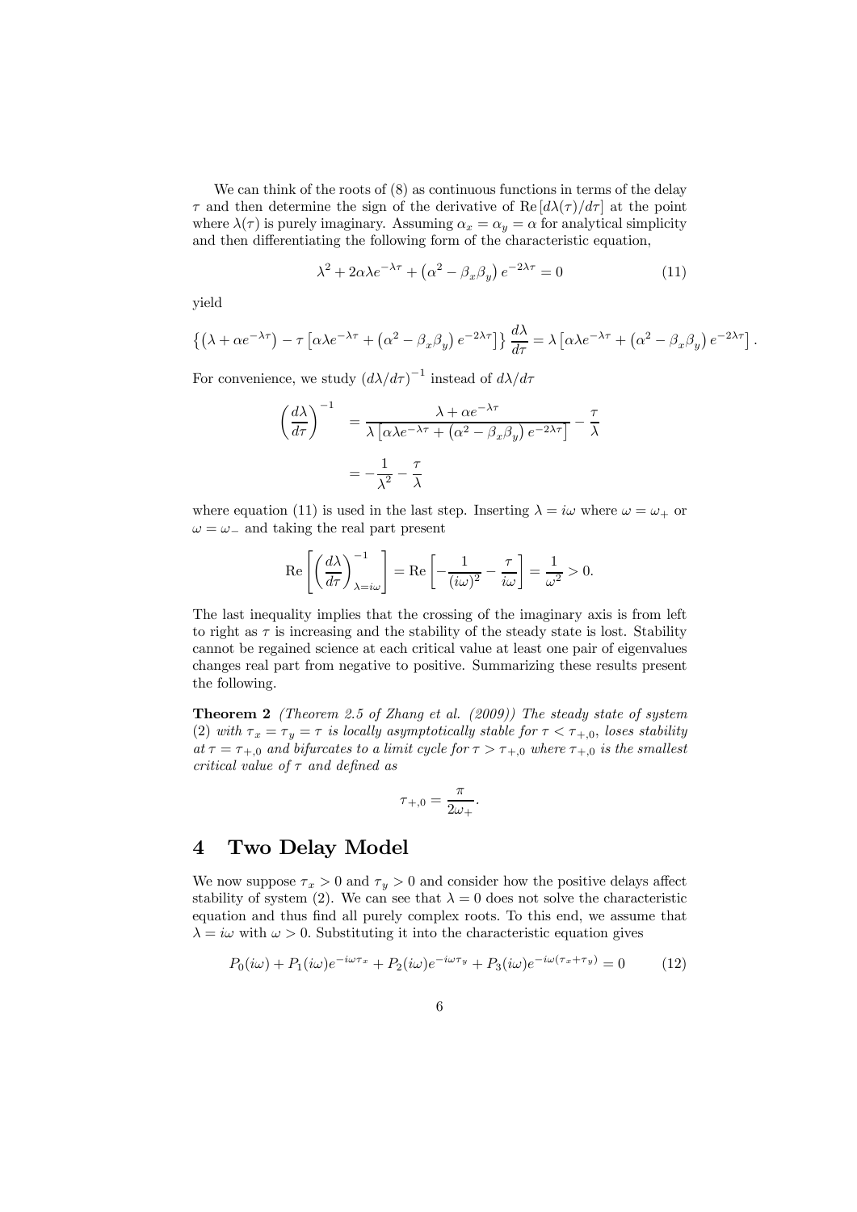We can think of the roots of (8) as continuous functions in terms of the delay $\tau$ and then determine the sign of the derivative of $\mathrm{Re}\left[d\lambda(\tau)/d\tau\right]$ at the point where $\lambda(\tau)$ is purely imaginary. Assuming $\alpha_x = \alpha_y = \alpha$ for analytical simplicity and then differentiating the following form of the characteristic equation,

$$\lambda^2 + 2\alpha\lambda e^{-\lambda\tau} + \left(\alpha^2 - \beta_x\beta_y\right) e^{-2\lambda\tau} = 0 \tag{11}$$

yield

$$\left\{\left(\lambda + \alpha e^{-\lambda\tau}\right) - \tau\left[\alpha\lambda e^{-\lambda\tau} + \left(\alpha^2 - \beta_x\beta_y\right) e^{-2\lambda\tau}\right]\right\} \frac{d\lambda}{d\tau} = \lambda\left[\alpha\lambda e^{-\lambda\tau} + \left(\alpha^2 - \beta_x\beta_y\right) e^{-2\lambda\tau}\right].$$

For convenience, we study $(d\lambda/d\tau)^{-1}$ instead of $d\lambda/d\tau$

$$\begin{aligned}\left(\frac{d\lambda}{d\tau}\right)^{-1} &= \frac{\lambda + \alpha e^{-\lambda\tau}}{\lambda\left[\alpha\lambda e^{-\lambda\tau} + \left(\alpha^2 - \beta_x\beta_y\right) e^{-2\lambda\tau}\right]} - \frac{\tau}{\lambda} \\ &= -\frac{1}{\lambda^2} - \frac{\tau}{\lambda}\end{aligned}$$

where equation (11) is used in the last step. Inserting $\lambda = i\omega$ where $\omega = \omega_+$ or $\omega = \omega_-$ and taking the real part present

$$\mathrm{Re}\left[\left(\frac{d\lambda}{d\tau}\right)^{-1}_{\lambda = i\omega}\right] = \mathrm{Re}\left[-\frac{1}{(i\omega)^2} - \frac{\tau}{i\omega}\right] = \frac{1}{\omega^2} > 0.$$

The last inequality implies that the crossing of the imaginary axis is from left to right as $\tau$ is increasing and the stability of the steady state is lost. Stability cannot be regained science at each critical value at least one pair of eigenvalues changes real part from negative to positive. Summarizing these results present the following.

**Theorem 2** *(Theorem 2.5 of Zhang et al. (2009)) The steady state of system (2) with $\tau_x = \tau_y = \tau$ is locally asymptotically stable for $\tau < \tau_{+,0}$, loses stability at $\tau = \tau_{+,0}$ and bifurcates to a limit cycle for $\tau > \tau_{+,0}$ where $\tau_{+,0}$ is the smallest critical value of $\tau$ and defined as*

$$\tau_{+,0} = \frac{\pi}{2\omega_+}.$$

# 4 Two Delay Model

We now suppose $\tau_x > 0$ and $\tau_y > 0$ and consider how the positive delays affect stability of system (2). We can see that $\lambda = 0$ does not solve the characteristic equation and thus find all purely complex roots. To this end, we assume that $\lambda = i\omega$ with $\omega > 0$. Substituting it into the characteristic equation gives

$$P_0(i\omega) + P_1(i\omega)e^{-i\omega\tau_x} + P_2(i\omega)e^{-i\omega\tau_y} + P_3(i\omega)e^{-i\omega(\tau_x + \tau_y)} = 0 \tag{12}$$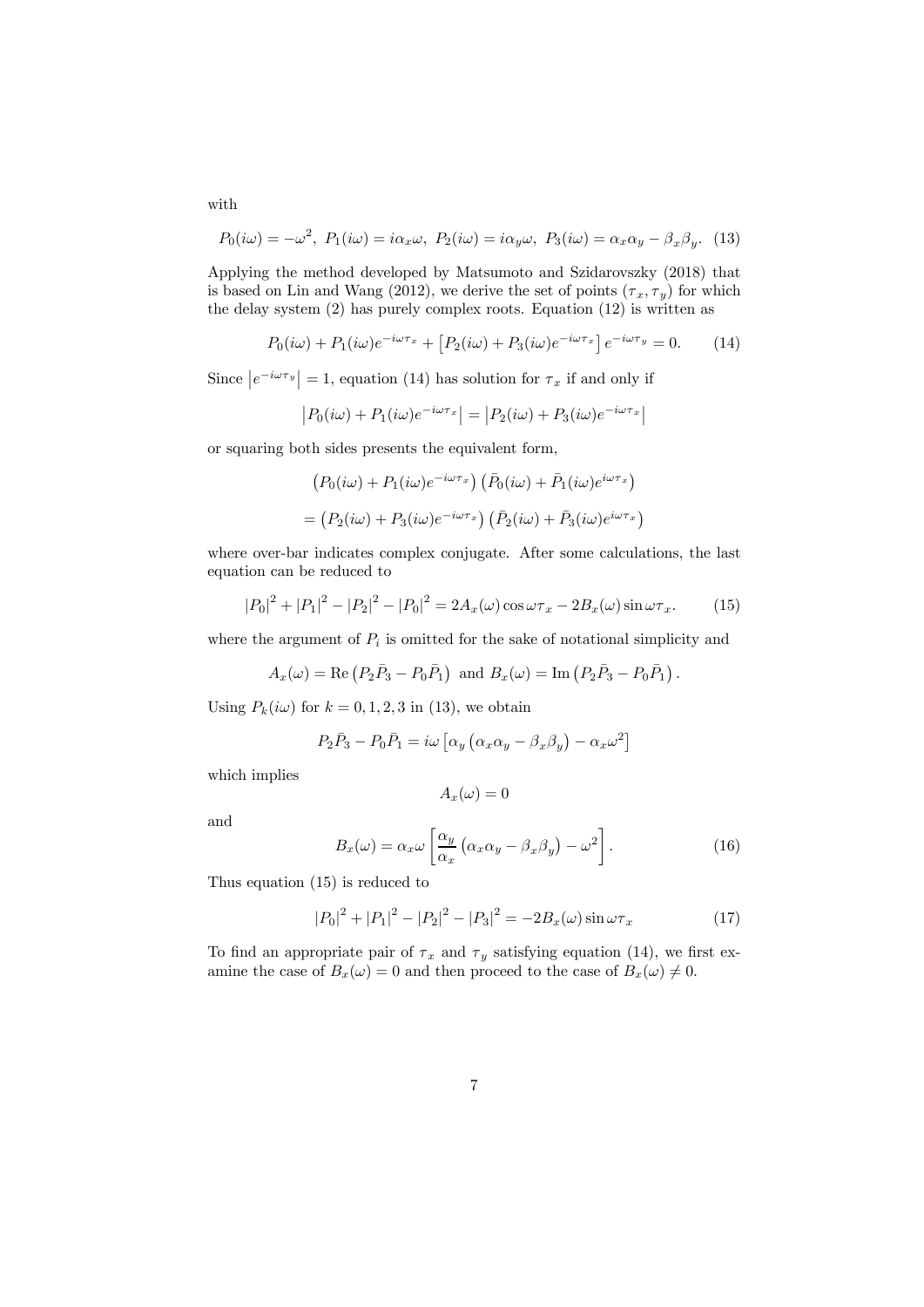with

$$P_0(i\omega) = -\omega^2,\ P_1(i\omega) = i\alpha_x\omega,\ P_2(i\omega) = i\alpha_y\omega,\ P_3(i\omega) = \alpha_x\alpha_y - \beta_x\beta_y. \quad (13)$$

Applying the method developed by Matsumoto and Szidarovszky (2018) that is based on Lin and Wang (2012), we derive the set of points $(\tau_x, \tau_y)$ for which the delay system (2) has purely complex roots. Equation (12) is written as

$$P_0(i\omega) + P_1(i\omega)e^{-i\omega\tau_x} + \left[P_2(i\omega) + P_3(i\omega)e^{-i\omega\tau_x}\right]e^{-i\omega\tau_y} = 0. \quad (14)$$

Since $\left|e^{-i\omega\tau_y}\right| = 1$, equation (14) has solution for $\tau_x$ if and only if

$$\left|P_0(i\omega) + P_1(i\omega)e^{-i\omega\tau_x}\right| = \left|P_2(i\omega) + P_3(i\omega)e^{-i\omega\tau_x}\right|$$

or squaring both sides presents the equivalent form,

$$\left(P_0(i\omega) + P_1(i\omega)e^{-i\omega\tau_x}\right)\left(\bar{P}_0(i\omega) + \bar{P}_1(i\omega)e^{i\omega\tau_x}\right)$$

$$= \left(P_2(i\omega) + P_3(i\omega)e^{-i\omega\tau_x}\right)\left(\bar{P}_2(i\omega) + \bar{P}_3(i\omega)e^{i\omega\tau_x}\right)$$

where over-bar indicates complex conjugate. After some calculations, the last equation can be reduced to

$$|P_0|^2 + |P_1|^2 - |P_2|^2 - |P_0|^2 = 2A_x(\omega)\cos\omega\tau_x - 2B_x(\omega)\sin\omega\tau_x. \quad (15)$$

where the argument of $P_i$ is omitted for the sake of notational simplicity and

$$A_x(\omega) = \text{Re}\left(P_2\bar{P}_3 - P_0\bar{P}_1\right) \text{ and } B_x(\omega) = \text{Im}\left(P_2\bar{P}_3 - P_0\bar{P}_1\right).$$

Using $P_k(i\omega)$ for $k = 0, 1, 2, 3$ in (13), we obtain

$$P_2\bar{P}_3 - P_0\bar{P}_1 = i\omega\left[\alpha_y\left(\alpha_x\alpha_y - \beta_x\beta_y\right) - \alpha_x\omega^2\right]$$

which implies

$$A_x(\omega) = 0$$

and

$$B_x(\omega) = \alpha_x\omega\left[\frac{\alpha_y}{\alpha_x}\left(\alpha_x\alpha_y - \beta_x\beta_y\right) - \omega^2\right]. \quad (16)$$

Thus equation (15) is reduced to

$$|P_0|^2 + |P_1|^2 - |P_2|^2 - |P_3|^2 = -2B_x(\omega)\sin\omega\tau_x \quad (17)$$

To find an appropriate pair of $\tau_x$ and $\tau_y$ satisfying equation (14), we first examine the case of $B_x(\omega) = 0$ and then proceed to the case of $B_x(\omega) \neq 0$.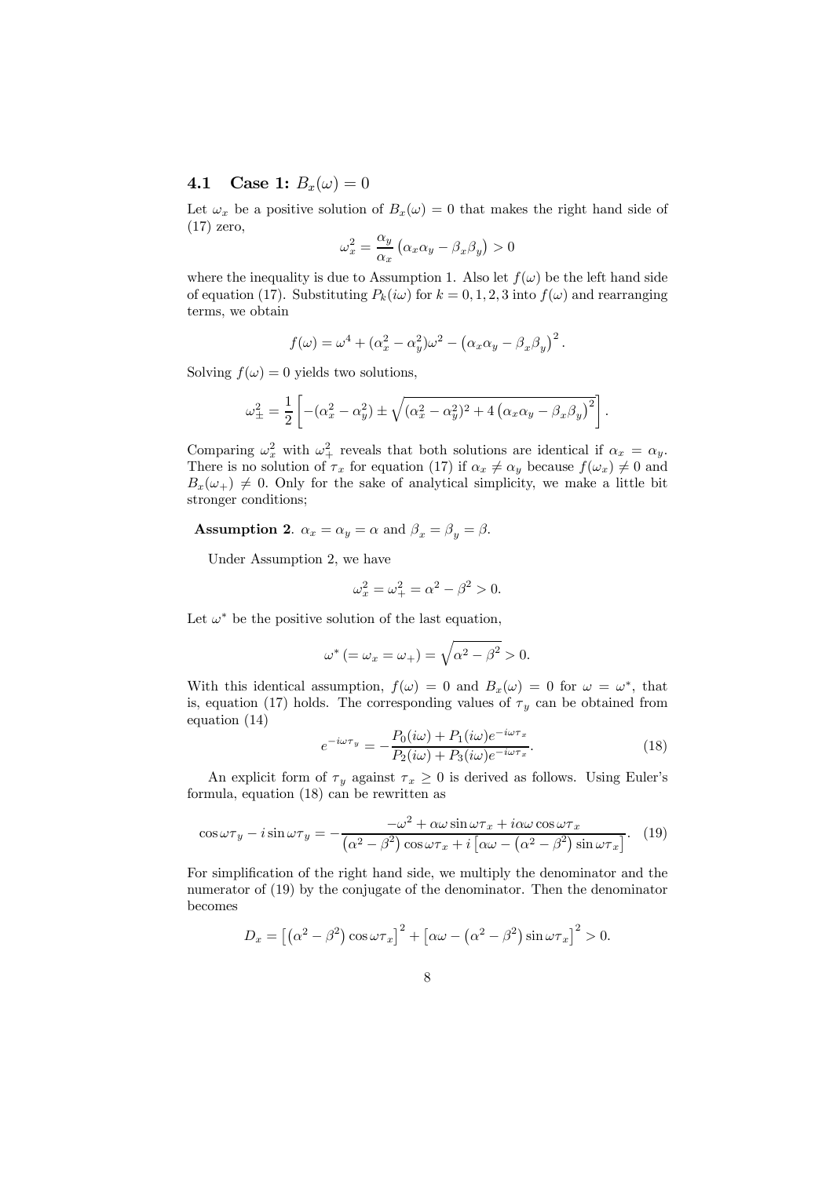### 4.1 Case 1: $B_x(\omega) = 0$

Let $\omega_x$ be a positive solution of $B_x(\omega) = 0$ that makes the right hand side of (17) zero,

$$\omega_x^2 = \frac{\alpha_y}{\alpha_x}\left(\alpha_x\alpha_y - \beta_x\beta_y\right) > 0$$

where the inequality is due to Assumption 1. Also let $f(\omega)$ be the left hand side of equation (17). Substituting $P_k(i\omega)$ for $k = 0, 1, 2, 3$ into $f(\omega)$ and rearranging terms, we obtain

$$f(\omega) = \omega^4 + (\alpha_x^2 - \alpha_y^2)\omega^2 - \left(\alpha_x\alpha_y - \beta_x\beta_y\right)^2.$$

Solving $f(\omega) = 0$ yields two solutions,

$$\omega_\pm^2 = \frac{1}{2}\left[-(\alpha_x^2 - \alpha_y^2) \pm \sqrt{(\alpha_x^2 - \alpha_y^2)^2 + 4\left(\alpha_x\alpha_y - \beta_x\beta_y\right)^2}\right].$$

Comparing $\omega_x^2$ with $\omega_+^2$ reveals that both solutions are identical if $\alpha_x = \alpha_y$. There is no solution of $\tau_x$ for equation (17) if $\alpha_x \neq \alpha_y$ because $f(\omega_x) \neq 0$ and $B_x(\omega_+) \neq 0$. Only for the sake of analytical simplicity, we make a little bit stronger conditions;

**Assumption 2**. $\alpha_x = \alpha_y = \alpha$ and $\beta_x = \beta_y = \beta$.

Under Assumption 2, we have

$$\omega_x^2 = \omega_+^2 = \alpha^2 - \beta^2 > 0.$$

Let $\omega^*$ be the positive solution of the last equation,

$$\omega^* \left(= \omega_x = \omega_+\right) = \sqrt{\alpha^2 - \beta^2} > 0.$$

With this identical assumption, $f(\omega) = 0$ and $B_x(\omega) = 0$ for $\omega = \omega^*$, that is, equation (17) holds. The corresponding values of $\tau_y$ can be obtained from equation (14)

$$e^{-i\omega\tau_y} = -\frac{P_0(i\omega) + P_1(i\omega)e^{-i\omega\tau_x}}{P_2(i\omega) + P_3(i\omega)e^{-i\omega\tau_x}}. \tag{18}$$

An explicit form of $\tau_y$ against $\tau_x \geq 0$ is derived as follows. Using Euler's formula, equation (18) can be rewritten as

$$\cos\omega\tau_y - i\sin\omega\tau_y = -\frac{-\omega^2 + \alpha\omega\sin\omega\tau_x + i\alpha\omega\cos\omega\tau_x}{\left(\alpha^2 - \beta^2\right)\cos\omega\tau_x + i\left[\alpha\omega - \left(\alpha^2 - \beta^2\right)\sin\omega\tau_x\right]}. \tag{19}$$

For simplification of the right hand side, we multiply the denominator and the numerator of (19) by the conjugate of the denominator. Then the denominator becomes

$$D_x = \left[\left(\alpha^2 - \beta^2\right)\cos\omega\tau_x\right]^2 + \left[\alpha\omega - \left(\alpha^2 - \beta^2\right)\sin\omega\tau_x\right]^2 > 0.$$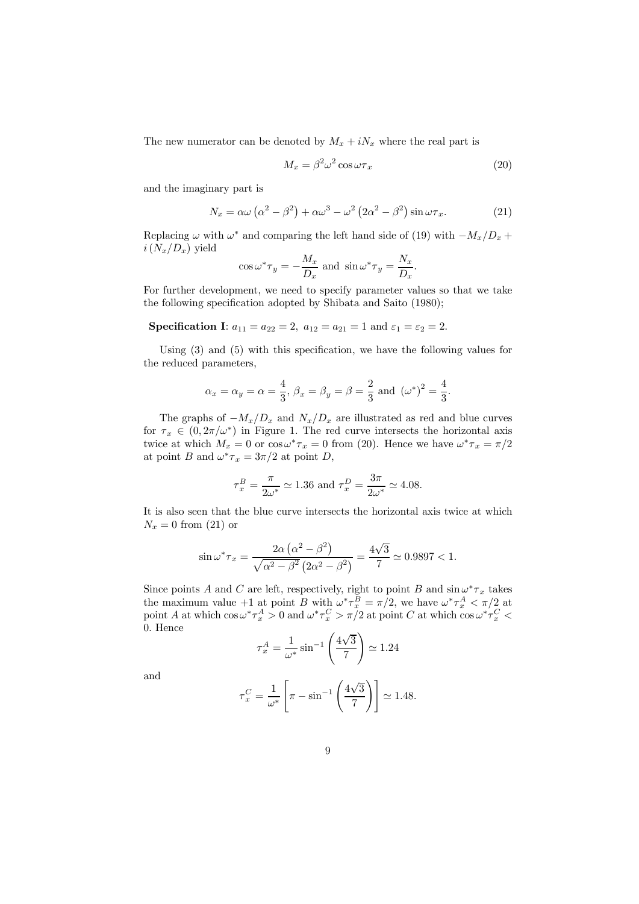The new numerator can be denoted by $M_x + iN_x$ where the real part is

$$M_x = \beta^2 \omega^2 \cos \omega \tau_x \tag{20}$$

and the imaginary part is

$$N_x = \alpha\omega\left(\alpha^2 - \beta^2\right) + \alpha\omega^3 - \omega^2\left(2\alpha^2 - \beta^2\right)\sin \omega\tau_x. \tag{21}$$

Replacing $\omega$ with $\omega^*$ and comparing the left hand side of (19) with $-M_x/D_x + i\left(N_x/D_x\right)$ yield

$$\cos \omega^* \tau_y = -\frac{M_x}{D_x} \text{ and } \sin \omega^* \tau_y = \frac{N_x}{D_x}.$$

For further development, we need to specify parameter values so that we take the following specification adopted by Shibata and Saito (1980);

**Specification I**: $a_{11} = a_{22} = 2,\ a_{12} = a_{21} = 1$ and $\varepsilon_1 = \varepsilon_2 = 2$.

Using (3) and (5) with this specification, we have the following values for the reduced parameters,

$$\alpha_x = \alpha_y = \alpha = \frac{4}{3},\ \beta_x = \beta_y = \beta = \frac{2}{3} \text{ and } \left(\omega^*\right)^2 = \frac{4}{3}.$$

The graphs of $-M_x/D_x$ and $N_x/D_x$ are illustrated as red and blue curves for $\tau_x \in (0, 2\pi/\omega^*)$ in Figure 1. The red curve intersects the horizontal axis twice at which $M_x = 0$ or $\cos \omega^* \tau_x = 0$ from (20). Hence we have $\omega^* \tau_x = \pi/2$ at point $B$ and $\omega^* \tau_x = 3\pi/2$ at point $D$,

$$\tau_x^B = \frac{\pi}{2\omega^*} \simeq 1.36 \text{ and } \tau_x^D = \frac{3\pi}{2\omega^*} \simeq 4.08.$$

It is also seen that the blue curve intersects the horizontal axis twice at which $N_x = 0$ from (21) or

$$\sin \omega^* \tau_x = \frac{2\alpha\left(\alpha^2 - \beta^2\right)}{\sqrt{\alpha^2 - \beta^2}\left(2\alpha^2 - \beta^2\right)} = \frac{4\sqrt{3}}{7} \simeq 0.9897 < 1.$$

Since points $A$ and $C$ are left, respectively, right to point $B$ and $\sin \omega^* \tau_x$ takes the maximum value $+1$ at point $B$ with $\omega^* \tau_x^B = \pi/2$, we have $\omega^* \tau_x^A < \pi/2$ at point $A$ at which $\cos \omega^* \tau_x^A > 0$ and $\omega^* \tau_x^C > \pi/2$ at point $C$ at which $\cos \omega^* \tau_x^C < 0$. Hence

$$\tau_x^A = \frac{1}{\omega^*} \sin^{-1}\left(\frac{4\sqrt{3}}{7}\right) \simeq 1.24$$

and

$$\tau_x^C = \frac{1}{\omega^*}\left[\pi - \sin^{-1}\left(\frac{4\sqrt{3}}{7}\right)\right] \simeq 1.48.$$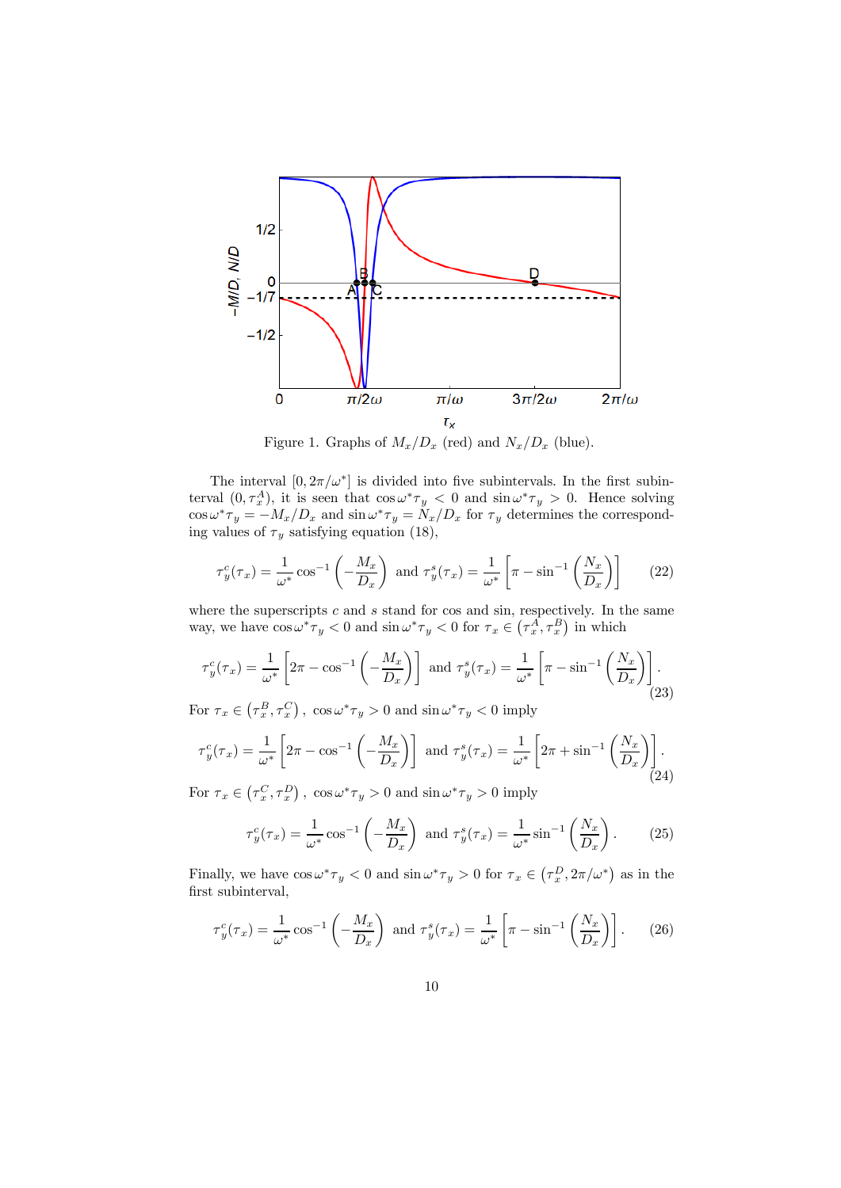Figure 1. Graphs of $M_x/D_x$ (red) and $N_x/D_x$ (blue).

The interval $[0, 2\pi/\omega^*]$ is divided into five subintervals. In the first subinterval $(0, \tau_x^A)$, it is seen that $\cos\omega^*\tau_y < 0$ and $\sin\omega^*\tau_y > 0$. Hence solving $\cos\omega^*\tau_y = -M_x/D_x$ and $\sin\omega^*\tau_y = N_x/D_x$ for $\tau_y$ determines the corresponding values of $\tau_y$ satisfying equation (18),

$$\tau_y^c(\tau_x) = \frac{1}{\omega^*}\cos^{-1}\left(-\frac{M_x}{D_x}\right) \text{ and } \tau_y^s(\tau_x) = \frac{1}{\omega^*}\left[\pi - \sin^{-1}\left(\frac{N_x}{D_x}\right)\right] \tag{22}$$

where the superscripts $c$ and $s$ stand for cos and sin, respectively. In the same way, we have $\cos\omega^*\tau_y < 0$ and $\sin\omega^*\tau_y < 0$ for $\tau_x \in \left(\tau_x^A, \tau_x^B\right)$ in which

$$\tau_y^c(\tau_x) = \frac{1}{\omega^*}\left[2\pi - \cos^{-1}\left(-\frac{M_x}{D_x}\right)\right] \text{ and } \tau_y^s(\tau_x) = \frac{1}{\omega^*}\left[\pi - \sin^{-1}\left(\frac{N_x}{D_x}\right)\right]. \tag{23}$$

For $\tau_x \in \left(\tau_x^B, \tau_x^C\right)$, $\cos\omega^*\tau_y > 0$ and $\sin\omega^*\tau_y < 0$ imply

$$\tau_y^c(\tau_x) = \frac{1}{\omega^*}\left[2\pi - \cos^{-1}\left(-\frac{M_x}{D_x}\right)\right] \text{ and } \tau_y^s(\tau_x) = \frac{1}{\omega^*}\left[2\pi + \sin^{-1}\left(\frac{N_x}{D_x}\right)\right]. \tag{24}$$

For $\tau_x \in \left(\tau_x^C, \tau_x^D\right)$, $\cos\omega^*\tau_y > 0$ and $\sin\omega^*\tau_y > 0$ imply

$$\tau_y^c(\tau_x) = \frac{1}{\omega^*}\cos^{-1}\left(-\frac{M_x}{D_x}\right) \text{ and } \tau_y^s(\tau_x) = \frac{1}{\omega^*}\sin^{-1}\left(\frac{N_x}{D_x}\right). \tag{25}$$

Finally, we have $\cos\omega^*\tau_y < 0$ and $\sin\omega^*\tau_y > 0$ for $\tau_x \in \left(\tau_x^D, 2\pi/\omega^*\right)$ as in the first subinterval,

$$\tau_y^c(\tau_x) = \frac{1}{\omega^*}\cos^{-1}\left(-\frac{M_x}{D_x}\right) \text{ and } \tau_y^s(\tau_x) = \frac{1}{\omega^*}\left[\pi - \sin^{-1}\left(\frac{N_x}{D_x}\right)\right]. \tag{26}$$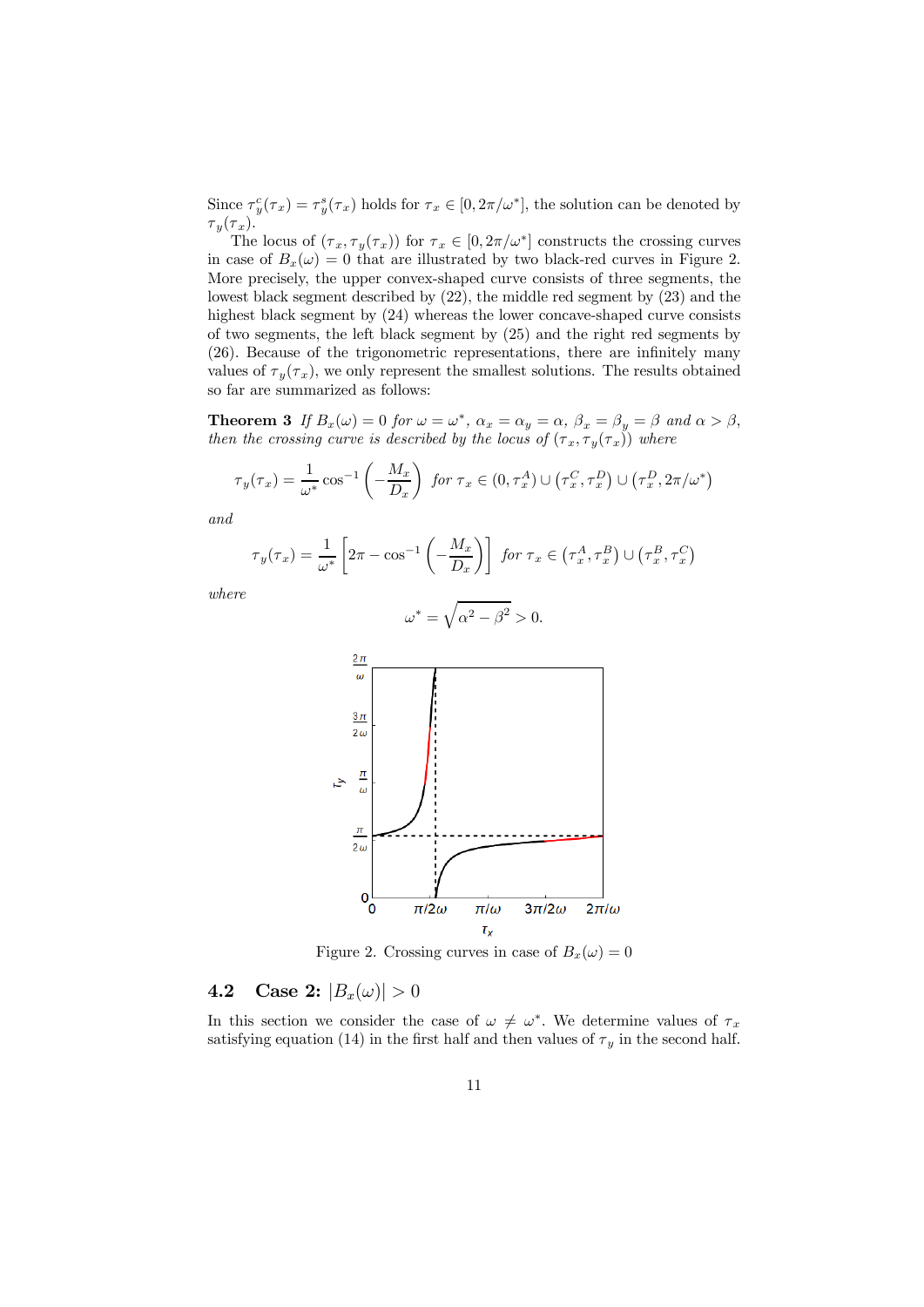Since $\tau_y^c(\tau_x) = \tau_y^s(\tau_x)$ holds for $\tau_x \in [0, 2\pi/\omega^*]$, the solution can be denoted by $\tau_y(\tau_x)$.

The locus of $(\tau_x, \tau_y(\tau_x))$ for $\tau_x \in [0, 2\pi/\omega^*]$ constructs the crossing curves in case of $B_x(\omega) = 0$ that are illustrated by two black-red curves in Figure 2. More precisely, the upper convex-shaped curve consists of three segments, the lowest black segment described by (22), the middle red segment by (23) and the highest black segment by (24) whereas the lower concave-shaped curve consists of two segments, the left black segment by (25) and the right red segments by (26). Because of the trigonometric representations, there are infinitely many values of $\tau_y(\tau_x)$, we only represent the smallest solutions. The results obtained so far are summarized as follows:

**Theorem 3** *If $B_x(\omega) = 0$ for $\omega = \omega^*$, $\alpha_x = \alpha_y = \alpha$, $\beta_x = \beta_y = \beta$ and $\alpha > \beta$, then the crossing curve is described by the locus of $(\tau_x, \tau_y(\tau_x))$ where*

$$\tau_y(\tau_x) = \frac{1}{\omega^*} \cos^{-1}\left(-\frac{M_x}{D_x}\right) \text{ for } \tau_x \in (0, \tau_x^A) \cup (\tau_x^C, \tau_x^D) \cup (\tau_x^D, 2\pi/\omega^*)$$

*and*

$$\tau_y(\tau_x) = \frac{1}{\omega^*} \left[2\pi - \cos^{-1}\left(-\frac{M_x}{D_x}\right)\right] \text{ for } \tau_x \in (\tau_x^A, \tau_x^B) \cup (\tau_x^B, \tau_x^C)$$

*where*

$$\omega^* = \sqrt{\alpha^2 - \beta^2} > 0.$$

Figure 2. Crossing curves in case of $B_x(\omega) = 0$

## 4.2 Case 2: $|B_x(\omega)| > 0$

In this section we consider the case of $\omega \neq \omega^*$. We determine values of $\tau_x$ satisfying equation (14) in the first half and then values of $\tau_y$ in the second half.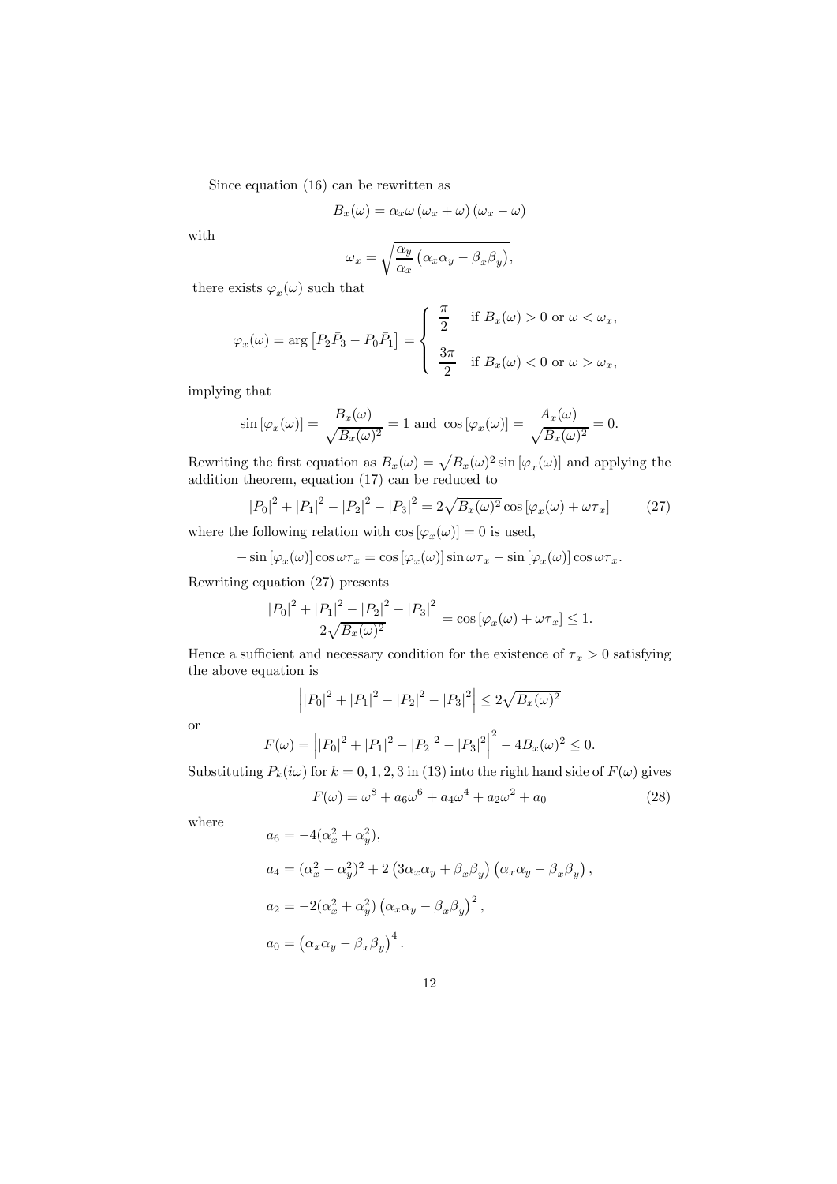Since equation (16) can be rewritten as

$$B_x(\omega) = \alpha_x \omega \left(\omega_x + \omega\right) \left(\omega_x - \omega\right)$$

with

$$\omega_x = \sqrt{\frac{\alpha_y}{\alpha_x}\left(\alpha_x \alpha_y - \beta_x \beta_y\right)},$$

there exists $\varphi_x(\omega)$ such that

$$\varphi_x(\omega) = \arg\left[P_2 \bar{P}_3 - P_0 \bar{P}_1\right] = \begin{cases} \dfrac{\pi}{2} & \text{if } B_x(\omega) > 0 \text{ or } \omega < \omega_x, \\[2ex] \dfrac{3\pi}{2} & \text{if } B_x(\omega) < 0 \text{ or } \omega > \omega_x, \end{cases}$$

implying that

$$\sin\left[\varphi_x(\omega)\right] = \frac{B_x(\omega)}{\sqrt{B_x(\omega)^2}} = 1 \text{ and } \cos\left[\varphi_x(\omega)\right] = \frac{A_x(\omega)}{\sqrt{B_x(\omega)^2}} = 0.$$

Rewriting the first equation as $B_x(\omega) = \sqrt{B_x(\omega)^2} \sin\left[\varphi_x(\omega)\right]$ and applying the addition theorem, equation (17) can be reduced to

$$\left|P_0\right|^2 + \left|P_1\right|^2 - \left|P_2\right|^2 - \left|P_3\right|^2 = 2\sqrt{B_x(\omega)^2} \cos\left[\varphi_x(\omega) + \omega\tau_x\right] \tag{27}$$

where the following relation with $\cos\left[\varphi_x(\omega)\right] = 0$ is used,

$$-\sin\left[\varphi_x(\omega)\right] \cos\omega\tau_x = \cos\left[\varphi_x(\omega)\right] \sin\omega\tau_x - \sin\left[\varphi_x(\omega)\right] \cos\omega\tau_x.$$

Rewriting equation (27) presents

$$\frac{\left|P_0\right|^2 + \left|P_1\right|^2 - \left|P_2\right|^2 - \left|P_3\right|^2}{2\sqrt{B_x(\omega)^2}} = \cos\left[\varphi_x(\omega) + \omega\tau_x\right] \leq 1.$$

Hence a sufficient and necessary condition for the existence of $\tau_x > 0$ satisfying the above equation is

$$\left|\left|P_0\right|^2 + \left|P_1\right|^2 - \left|P_2\right|^2 - \left|P_3\right|^2\right| \leq 2\sqrt{B_x(\omega)^2}$$

or

$$F(\omega) = \left|\left|P_0\right|^2 + \left|P_1\right|^2 - \left|P_2\right|^2 - \left|P_3\right|^2\right|^2 - 4B_x(\omega)^2 \leq 0.$$

Substituting $P_k(i\omega)$ for $k = 0, 1, 2, 3$ in (13) into the right hand side of $F(\omega)$ gives

$$F(\omega) = \omega^8 + a_6\omega^6 + a_4\omega^4 + a_2\omega^2 + a_0 \tag{28}$$

where

$$a_6 = -4(\alpha_x^2 + \alpha_y^2),$$

$$a_4 = (\alpha_x^2 - \alpha_y^2)^2 + 2\left(3\alpha_x\alpha_y + \beta_x\beta_y\right)\left(\alpha_x\alpha_y - \beta_x\beta_y\right),$$

$$a_2 = -2(\alpha_x^2 + \alpha_y^2)\left(\alpha_x\alpha_y - \beta_x\beta_y\right)^2,$$

$$a_0 = \left(\alpha_x\alpha_y - \beta_x\beta_y\right)^4.$$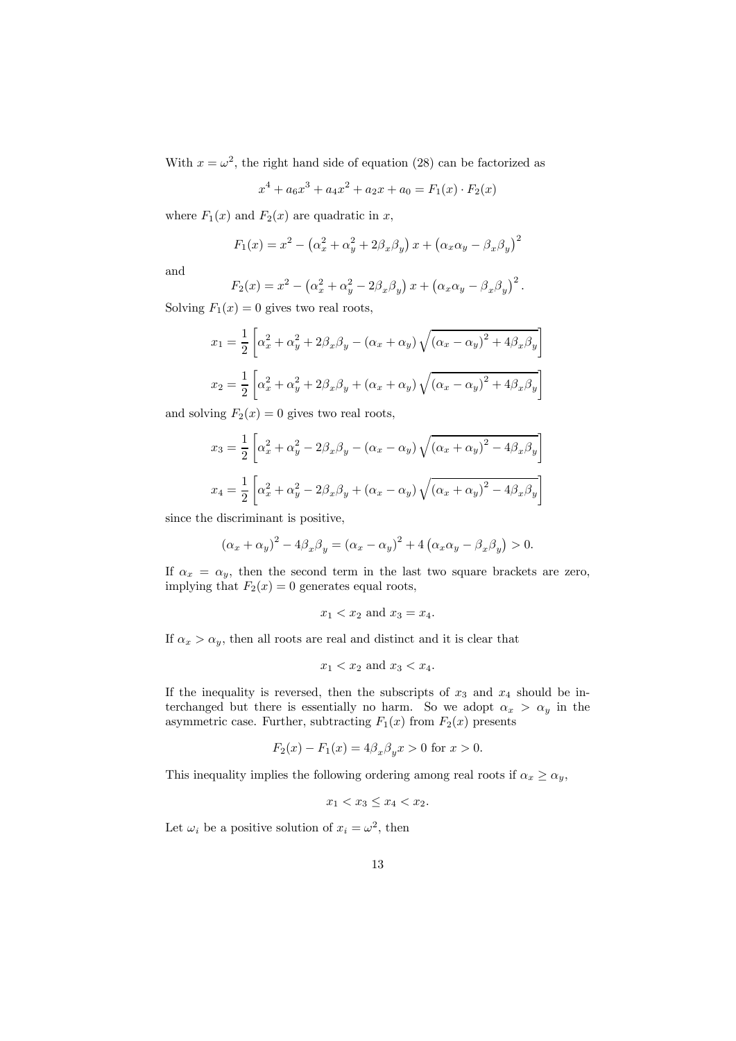With $x = \omega^2$, the right hand side of equation (28) can be factorized as

$$x^4 + a_6 x^3 + a_4 x^2 + a_2 x + a_0 = F_1(x) \cdot F_2(x)$$

where $F_1(x)$ and $F_2(x)$ are quadratic in $x$,

$$F_1(x) = x^2 - \left(\alpha_x^2 + \alpha_y^2 + 2\beta_x\beta_y\right) x + \left(\alpha_x\alpha_y - \beta_x\beta_y\right)^2$$

and

$$F_2(x) = x^2 - \left(\alpha_x^2 + \alpha_y^2 - 2\beta_x\beta_y\right) x + \left(\alpha_x\alpha_y - \beta_x\beta_y\right)^2.$$

Solving $F_1(x) = 0$ gives two real roots,

$$x_1 = \frac{1}{2}\left[\alpha_x^2 + \alpha_y^2 + 2\beta_x\beta_y - (\alpha_x + \alpha_y)\sqrt{(\alpha_x - \alpha_y)^2 + 4\beta_x\beta_y}\right]$$

$$x_2 = \frac{1}{2}\left[\alpha_x^2 + \alpha_y^2 + 2\beta_x\beta_y + (\alpha_x + \alpha_y)\sqrt{(\alpha_x - \alpha_y)^2 + 4\beta_x\beta_y}\right]$$

and solving $F_2(x) = 0$ gives two real roots,

$$x_3 = \frac{1}{2}\left[\alpha_x^2 + \alpha_y^2 - 2\beta_x\beta_y - (\alpha_x - \alpha_y)\sqrt{(\alpha_x + \alpha_y)^2 - 4\beta_x\beta_y}\right]$$

$$x_4 = \frac{1}{2}\left[\alpha_x^2 + \alpha_y^2 - 2\beta_x\beta_y + (\alpha_x - \alpha_y)\sqrt{(\alpha_x + \alpha_y)^2 - 4\beta_x\beta_y}\right]$$

since the discriminant is positive,

$$(\alpha_x + \alpha_y)^2 - 4\beta_x\beta_y = (\alpha_x - \alpha_y)^2 + 4\left(\alpha_x\alpha_y - \beta_x\beta_y\right) > 0.$$

If $\alpha_x = \alpha_y$, then the second term in the last two square brackets are zero, implying that $F_2(x) = 0$ generates equal roots,

$$x_1 < x_2 \text{ and } x_3 = x_4.$$

If $\alpha_x > \alpha_y$, then all roots are real and distinct and it is clear that

$$x_1 < x_2 \text{ and } x_3 < x_4.$$

If the inequality is reversed, then the subscripts of $x_3$ and $x_4$ should be interchanged but there is essentially no harm. So we adopt $\alpha_x > \alpha_y$ in the asymmetric case. Further, subtracting $F_1(x)$ from $F_2(x)$ presents

$$F_2(x) - F_1(x) = 4\beta_x\beta_y x > 0 \text{ for } x > 0.$$

This inequality implies the following ordering among real roots if $\alpha_x \geq \alpha_y$,

$$x_1 < x_3 \leq x_4 < x_2.$$

Let $\omega_i$ be a positive solution of $x_i = \omega^2$, then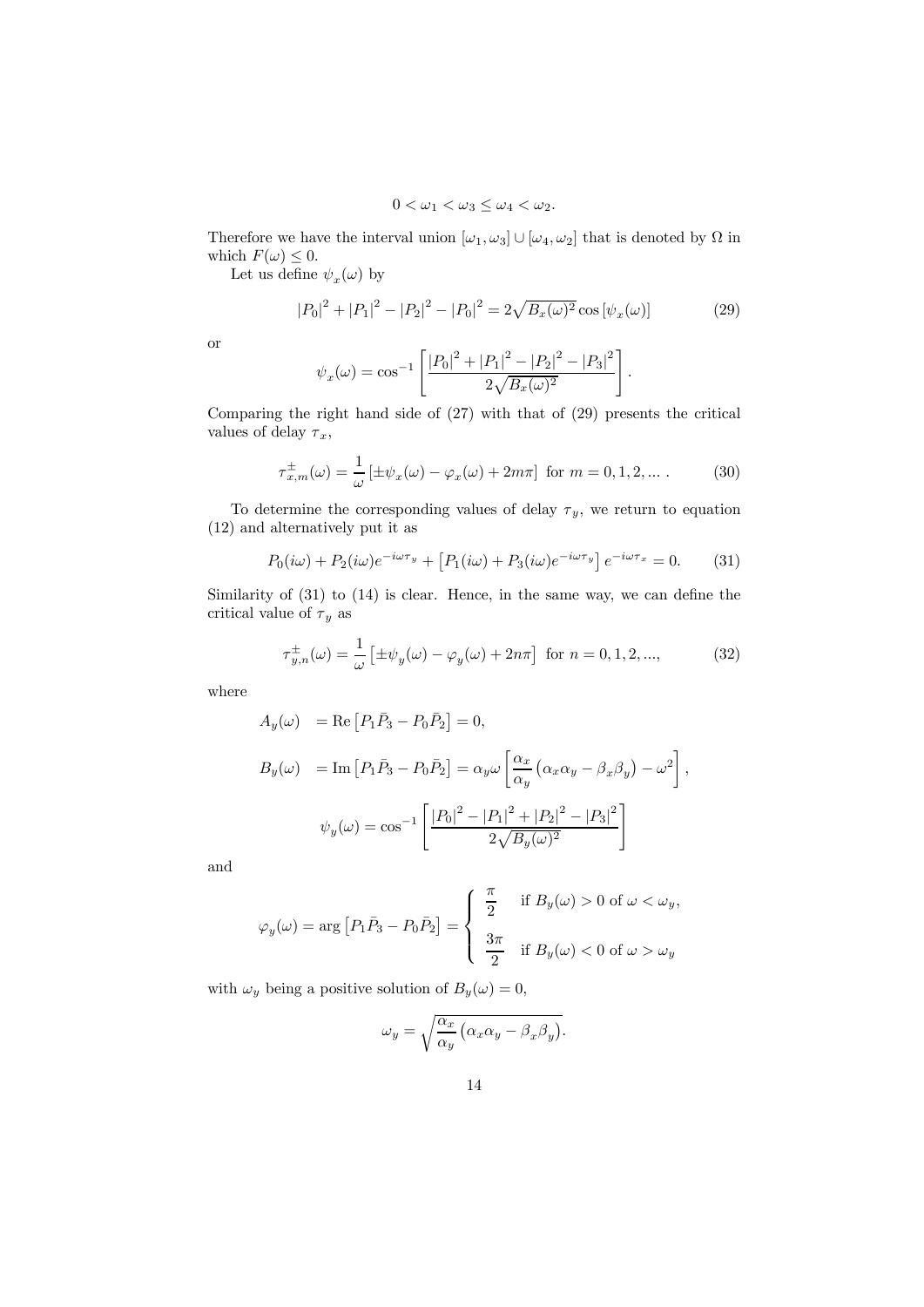$$0 < \omega_1 < \omega_3 \leq \omega_4 < \omega_2.$$

Therefore we have the interval union $[\omega_1, \omega_3] \cup [\omega_4, \omega_2]$ that is denoted by $\Omega$ in which $F(\omega) \leq 0$.

Let us define $\psi_x(\omega)$ by

$$|P_0|^2 + |P_1|^2 - |P_2|^2 - |P_0|^2 = 2\sqrt{B_x(\omega)^2} \cos[\psi_x(\omega)] \tag{29}$$

or

$$\psi_x(\omega) = \cos^{-1}\left[\frac{|P_0|^2 + |P_1|^2 - |P_2|^2 - |P_3|^2}{2\sqrt{B_x(\omega)^2}}\right].$$

Comparing the right hand side of (27) with that of (29) presents the critical values of delay $\tau_x$,

$$\tau_{x,m}^{\pm}(\omega) = \frac{1}{\omega}\left[\pm\psi_x(\omega) - \varphi_x(\omega) + 2m\pi\right] \text{ for } m = 0, 1, 2, \dots . \tag{30}$$

To determine the corresponding values of delay $\tau_y$, we return to equation (12) and alternatively put it as

$$P_0(i\omega) + P_2(i\omega)e^{-i\omega\tau_y} + \left[P_1(i\omega) + P_3(i\omega)e^{-i\omega\tau_y}\right]e^{-i\omega\tau_x} = 0. \tag{31}$$

Similarity of (31) to (14) is clear. Hence, in the same way, we can define the critical value of $\tau_y$ as

$$\tau_{y,n}^{\pm}(\omega) = \frac{1}{\omega}\left[\pm\psi_y(\omega) - \varphi_y(\omega) + 2n\pi\right] \text{ for } n = 0, 1, 2, ..., \tag{32}$$

where

$$A_y(\omega) = \text{Re}\left[P_1\bar{P}_3 - P_0\bar{P}_2\right] = 0,$$

$$B_y(\omega) = \text{Im}\left[P_1\bar{P}_3 - P_0\bar{P}_2\right] = \alpha_y\omega\left[\frac{\alpha_x}{\alpha_y}\left(\alpha_x\alpha_y - \beta_x\beta_y\right) - \omega^2\right],$$

$$\psi_y(\omega) = \cos^{-1}\left[\frac{|P_0|^2 - |P_1|^2 + |P_2|^2 - |P_3|^2}{2\sqrt{B_y(\omega)^2}}\right]$$

and

$$\varphi_y(\omega) = \arg\left[P_1\bar{P}_3 - P_0\bar{P}_2\right] = \begin{cases} \dfrac{\pi}{2} & \text{if } B_y(\omega) > 0 \text{ of } \omega < \omega_y, \\[2ex] \dfrac{3\pi}{2} & \text{if } B_y(\omega) < 0 \text{ of } \omega > \omega_y \end{cases}$$

with $\omega_y$ being a positive solution of $B_y(\omega) = 0$,

$$\omega_y = \sqrt{\frac{\alpha_x}{\alpha_y}\left(\alpha_x\alpha_y - \beta_x\beta_y\right)}.$$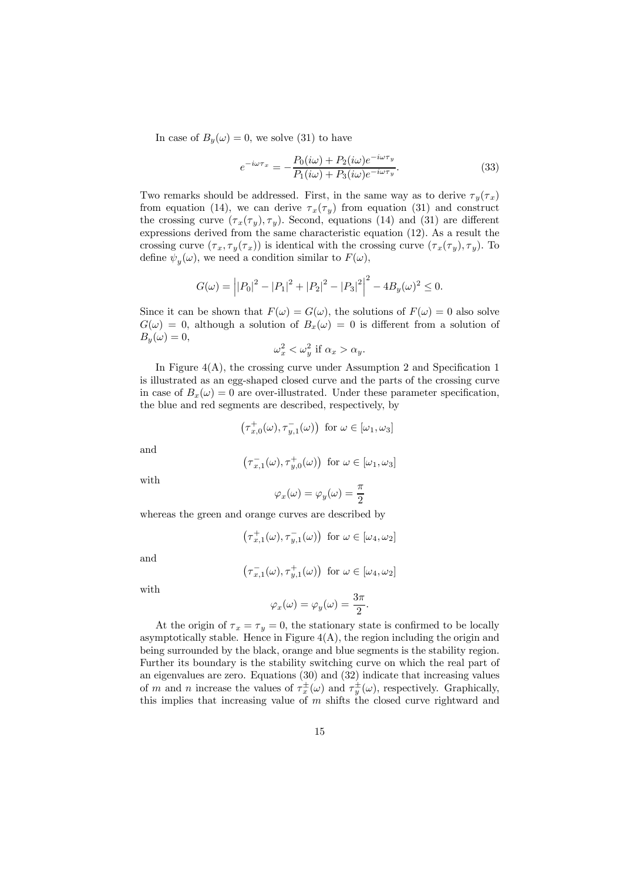In case of $B_y(\omega) = 0$, we solve (31) to have

$$e^{-i\omega\tau_x} = -\frac{P_0(i\omega) + P_2(i\omega)e^{-i\omega\tau_y}}{P_1(i\omega) + P_3(i\omega)e^{-i\omega\tau_y}}. \tag{33}$$

Two remarks should be addressed. First, in the same way as to derive $\tau_y(\tau_x)$ from equation (14), we can derive $\tau_x(\tau_y)$ from equation (31) and construct the crossing curve $(\tau_x(\tau_y), \tau_y)$. Second, equations (14) and (31) are different expressions derived from the same characteristic equation (12). As a result the crossing curve $(\tau_x, \tau_y(\tau_x))$ is identical with the crossing curve $(\tau_x(\tau_y), \tau_y)$. To define $\psi_y(\omega)$, we need a condition similar to $F(\omega)$,

$$G(\omega) = \left| |P_0|^2 - |P_1|^2 + |P_2|^2 - |P_3|^2 \right|^2 - 4B_y(\omega)^2 \leq 0.$$

Since it can be shown that $F(\omega) = G(\omega)$, the solutions of $F(\omega) = 0$ also solve $G(\omega) = 0$, although a solution of $B_x(\omega) = 0$ is different from a solution of $B_y(\omega) = 0$,

$$\omega_x^2 < \omega_y^2 \text{ if } \alpha_x > \alpha_y.$$

In Figure 4(A), the crossing curve under Assumption 2 and Specification 1 is illustrated as an egg-shaped closed curve and the parts of the crossing curve in case of $B_x(\omega) = 0$ are over-illustrated. Under these parameter specification, the blue and red segments are described, respectively, by

$$\left(\tau_{x,0}^{+}(\omega), \tau_{y,1}^{-}(\omega)\right) \text{ for } \omega \in [\omega_1, \omega_3]$$

and

$$\left(\tau_{x,1}^{-}(\omega), \tau_{y,0}^{+}(\omega)\right) \text{ for } \omega \in [\omega_1, \omega_3]$$

with

$$\varphi_x(\omega) = \varphi_y(\omega) = \frac{\pi}{2}$$

whereas the green and orange curves are described by

$$\left(\tau_{x,1}^{+}(\omega), \tau_{y,1}^{-}(\omega)\right) \text{ for } \omega \in [\omega_4, \omega_2]$$

and

$$\left(\tau_{x,1}^{-}(\omega), \tau_{y,1}^{+}(\omega)\right) \text{ for } \omega \in [\omega_4, \omega_2]$$

with

$$\varphi_x(\omega) = \varphi_y(\omega) = \frac{3\pi}{2}.$$

At the origin of $\tau_x = \tau_y = 0$, the stationary state is confirmed to be locally asymptotically stable. Hence in Figure 4(A), the region including the origin and being surrounded by the black, orange and blue segments is the stability region. Further its boundary is the stability switching curve on which the real part of an eigenvalues are zero. Equations (30) and (32) indicate that increasing values of $m$ and $n$ increase the values of $\tau_x^{\pm}(\omega)$ and $\tau_y^{\pm}(\omega)$, respectively. Graphically, this implies that increasing value of $m$ shifts the closed curve rightward and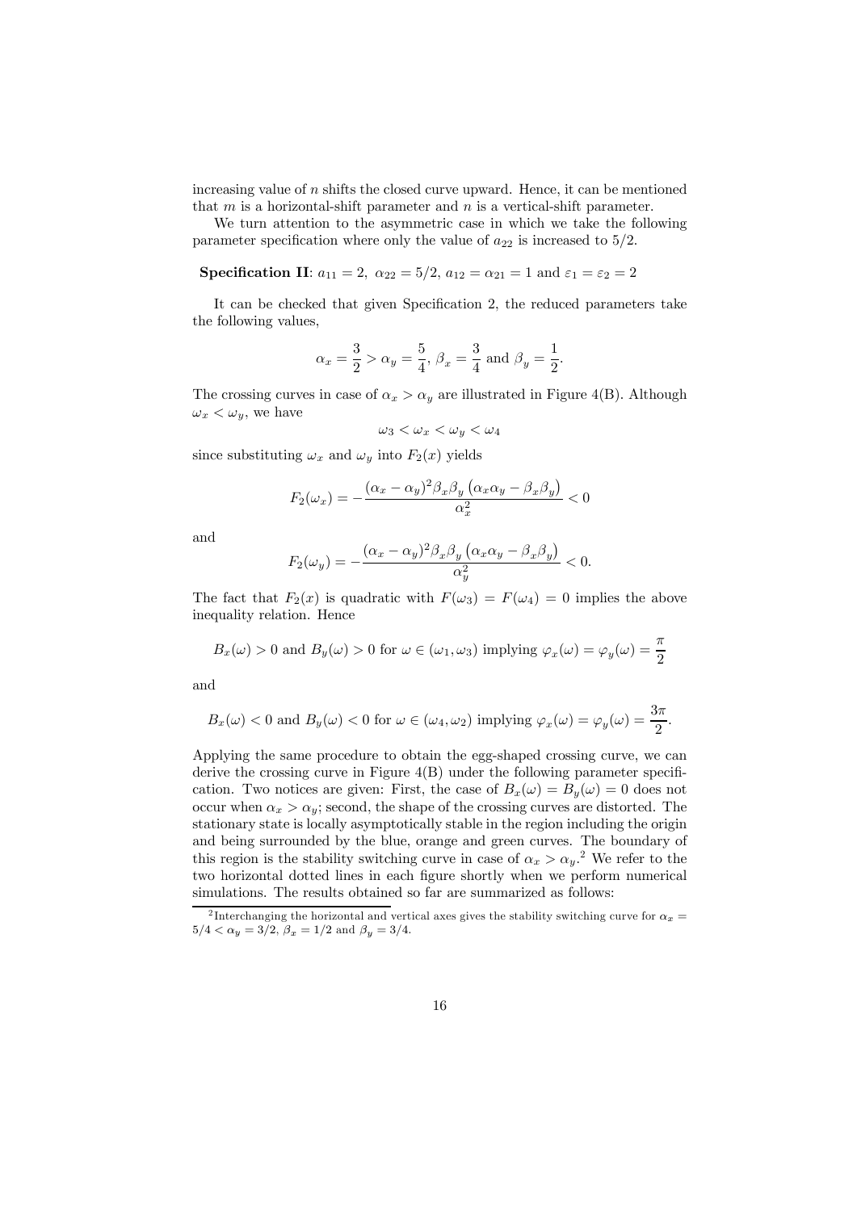increasing value of $n$ shifts the closed curve upward. Hence, it can be mentioned that $m$ is a horizontal-shift parameter and $n$ is a vertical-shift parameter.

We turn attention to the asymmetric case in which we take the following parameter specification where only the value of $a_{22}$ is increased to 5/2.

**Specification II**: $a_{11} = 2,\ \alpha_{22} = 5/2,\ a_{12} = \alpha_{21} = 1$ and $\varepsilon_1 = \varepsilon_2 = 2$

It can be checked that given Specification 2, the reduced parameters take the following values,

$$\alpha_x = \frac{3}{2} > \alpha_y = \frac{5}{4},\ \beta_x = \frac{3}{4} \text{ and } \beta_y = \frac{1}{2}.$$

The crossing curves in case of $\alpha_x > \alpha_y$ are illustrated in Figure 4(B). Although $\omega_x < \omega_y$, we have

$$\omega_3 < \omega_x < \omega_y < \omega_4$$

since substituting $\omega_x$ and $\omega_y$ into $F_2(x)$ yields

$$F_2(\omega_x) = -\frac{(\alpha_x - \alpha_y)^2 \beta_x \beta_y \left(\alpha_x \alpha_y - \beta_x \beta_y\right)}{\alpha_x^2} < 0$$

and

$$F_2(\omega_y) = -\frac{(\alpha_x - \alpha_y)^2 \beta_x \beta_y \left(\alpha_x \alpha_y - \beta_x \beta_y\right)}{\alpha_y^2} < 0.$$

The fact that $F_2(x)$ is quadratic with $F(\omega_3) = F(\omega_4) = 0$ implies the above inequality relation. Hence

$$B_x(\omega) > 0 \text{ and } B_y(\omega) > 0 \text{ for } \omega \in (\omega_1, \omega_3) \text{ implying } \varphi_x(\omega) = \varphi_y(\omega) = \frac{\pi}{2}$$

and

$$B_x(\omega) < 0 \text{ and } B_y(\omega) < 0 \text{ for } \omega \in (\omega_4, \omega_2) \text{ implying } \varphi_x(\omega) = \varphi_y(\omega) = \frac{3\pi}{2}.$$

Applying the same procedure to obtain the egg-shaped crossing curve, we can derive the crossing curve in Figure 4(B) under the following parameter specification. Two notices are given: First, the case of $B_x(\omega) = B_y(\omega) = 0$ does not occur when $\alpha_x > \alpha_y$; second, the shape of the crossing curves are distorted. The stationary state is locally asymptotically stable in the region including the origin and being surrounded by the blue, orange and green curves. The boundary of this region is the stability switching curve in case of $\alpha_x > \alpha_y$.[2] We refer to the two horizontal dotted lines in each figure shortly when we perform numerical simulations. The results obtained so far are summarized as follows:

[2] Interchanging the horizontal and vertical axes gives the stability switching curve for $\alpha_x = 5/4 < \alpha_y = 3/2$, $\beta_x = 1/2$ and $\beta_y = 3/4$.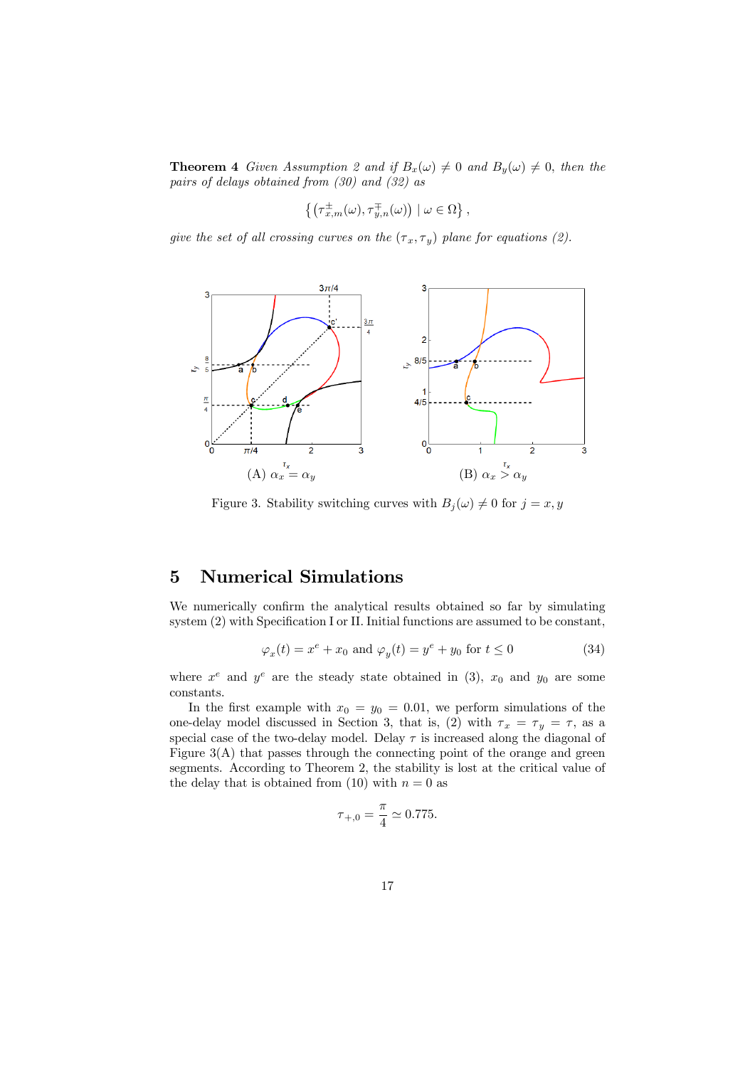**Theorem 4** *Given Assumption 2 and if $B_x(\omega) \neq 0$ and $B_y(\omega) \neq 0$, then the pairs of delays obtained from (30) and (32) as*

$$\left\{ \left(\tau^{\pm}_{x,m}(\omega), \tau^{\mp}_{y,n}(\omega)\right) \mid \omega \in \Omega \right\},$$

*give the set of all crossing curves on the $(\tau_x, \tau_y)$ plane for equations (2).*

(A) $\alpha_x = \alpha_y$ (B) $\alpha_x > \alpha_y$

Figure 3. Stability switching curves with $B_j(\omega) \neq 0$ for $j = x, y$

## 5 Numerical Simulations

We numerically confirm the analytical results obtained so far by simulating system (2) with Specification I or II. Initial functions are assumed to be constant,

$$\varphi_x(t) = x^e + x_0 \text{ and } \varphi_y(t) = y^e + y_0 \text{ for } t \leq 0 \tag{34}$$

where $x^e$ and $y^e$ are the steady state obtained in (3), $x_0$ and $y_0$ are some constants.

In the first example with $x_0 = y_0 = 0.01$, we perform simulations of the one-delay model discussed in Section 3, that is, (2) with $\tau_x = \tau_y = \tau$, as a special case of the two-delay model. Delay $\tau$ is increased along the diagonal of Figure 3(A) that passes through the connecting point of the orange and green segments. According to Theorem 2, the stability is lost at the critical value of the delay that is obtained from (10) with $n = 0$ as

$$\tau_{+,0} = \frac{\pi}{4} \simeq 0.775.$$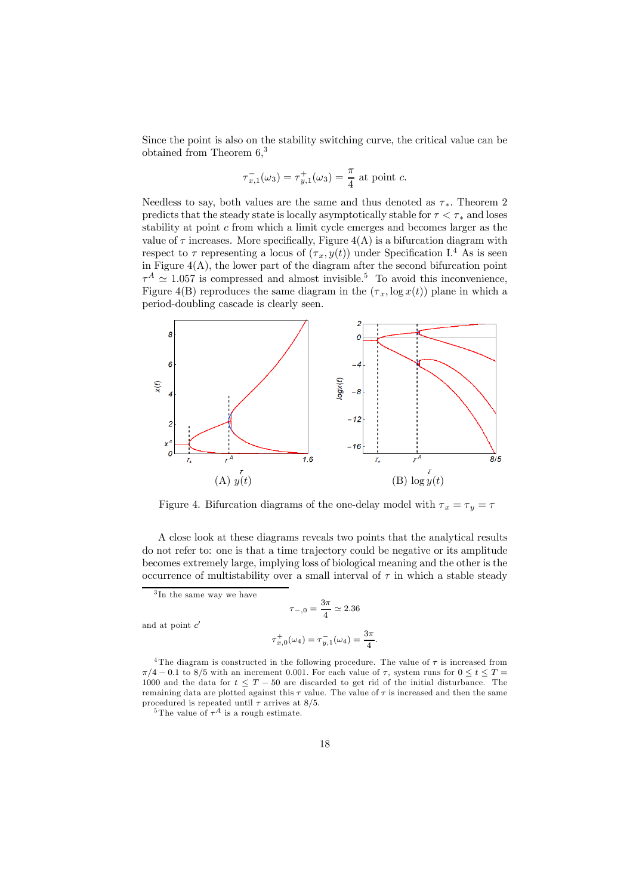Since the point is also on the stability switching curve, the critical value can be obtained from Theorem 6,[3]

$$\tau^{-}_{x,1}(\omega_3) = \tau^{+}_{y,1}(\omega_3) = \frac{\pi}{4} \text{ at point } c.$$

Needless to say, both values are the same and thus denoted as $\tau_*$. Theorem 2 predicts that the steady state is locally asymptotically stable for $\tau < \tau_*$ and loses stability at point $c$ from which a limit cycle emerges and becomes larger as the value of $\tau$ increases. More specifically, Figure 4(A) is a bifurcation diagram with respect to $\tau$ representing a locus of $(\tau_x, y(t))$ under Specification I.[4] As is seen in Figure 4(A), the lower part of the diagram after the second bifurcation point $\tau^A \simeq 1.057$ is compressed and almost invisible.[5] To avoid this inconvenience, Figure 4(B) reproduces the same diagram in the $(\tau_x, \log x(t))$ plane in which a period-doubling cascade is clearly seen.

(A) $y(t)$ (B) $\log y(t)$

Figure 4. Bifurcation diagrams of the one-delay model with $\tau_x = \tau_y = \tau$

A close look at these diagrams reveals two points that the analytical results do not refer to: one is that a time trajectory could be negative or its amplitude becomes extremely large, implying loss of biological meaning and the other is the occurrence of multistability over a small interval of $\tau$ in which a stable steady

---

[3] In the same way we have

$$\tau_{-,0} = \frac{3\pi}{4} \simeq 2.36$$

and at point $c'$

$$\tau^{+}_{x,0}(\omega_4) = \tau^{-}_{y,1}(\omega_4) = \frac{3\pi}{4}.$$

[4] The diagram is constructed in the following procedure. The value of $\tau$ is increased from $\pi/4 - 0.1$ to $8/5$ with an increment 0.001. For each value of $\tau$, system runs for $0 \leq t \leq T = 1000$ and the data for $t \leq T - 50$ are discarded to get rid of the initial disturbance. The remaining data are plotted against this $\tau$ value. The value of $\tau$ is increased and then the same procedured is repeated until $\tau$ arrives at $8/5$.

[5] The value of $\tau^A$ is a rough estimate.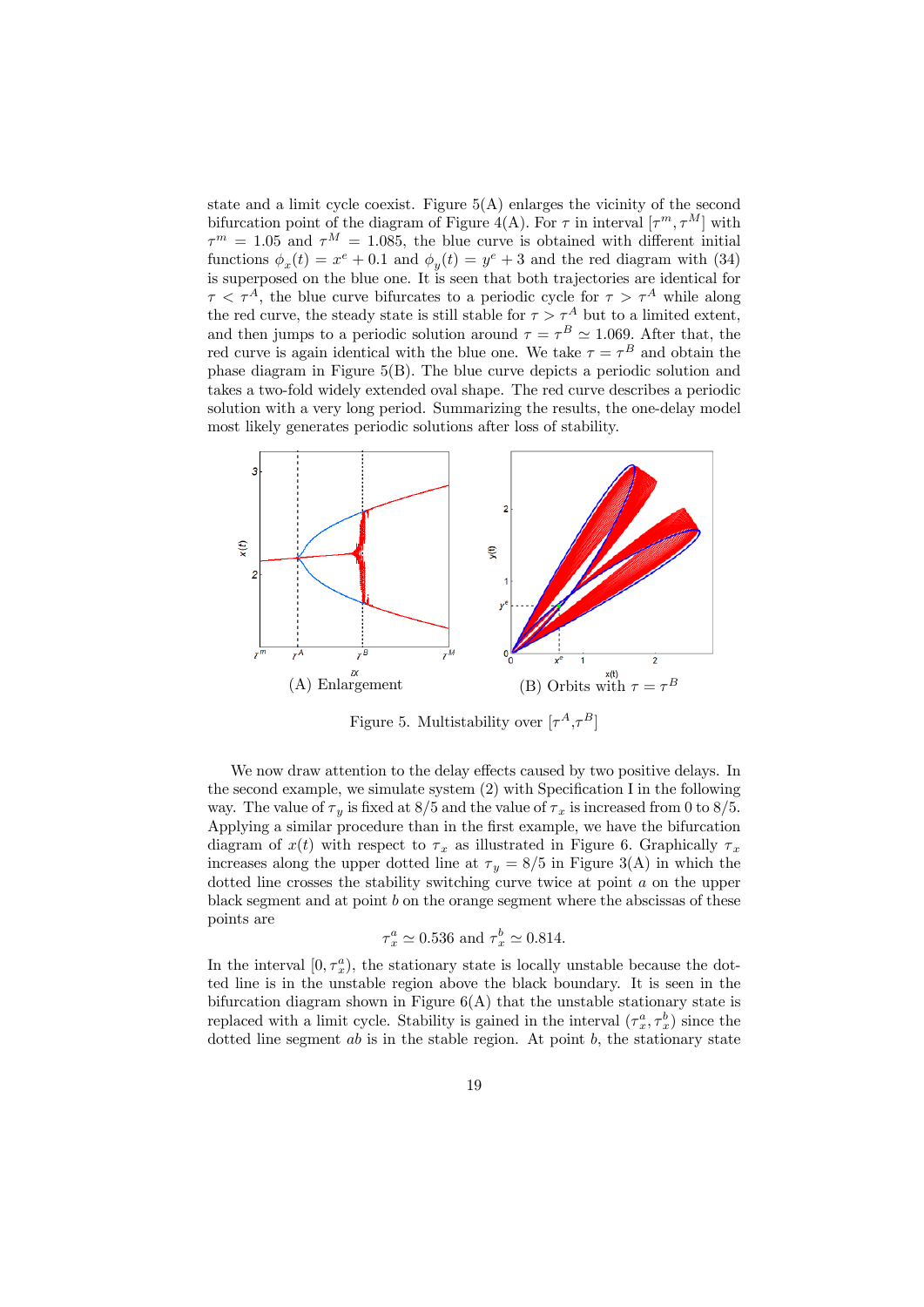state and a limit cycle coexist. Figure 5(A) enlarges the vicinity of the second bifurcation point of the diagram of Figure 4(A). For $\tau$ in interval $[\tau^m, \tau^M]$ with $\tau^m = 1.05$ and $\tau^M = 1.085$, the blue curve is obtained with different initial functions $\phi_x(t) = x^e + 0.1$ and $\phi_y(t) = y^e + 3$ and the red diagram with (34) is superposed on the blue one. It is seen that both trajectories are identical for $\tau < \tau^A$, the blue curve bifurcates to a periodic cycle for $\tau > \tau^A$ while along the red curve, the steady state is still stable for $\tau > \tau^A$ but to a limited extent, and then jumps to a periodic solution around $\tau = \tau^B \simeq 1.069$. After that, the red curve is again identical with the blue one. We take $\tau = \tau^B$ and obtain the phase diagram in Figure 5(B). The blue curve depicts a periodic solution and takes a two-fold widely extended oval shape. The red curve describes a periodic solution with a very long period. Summarizing the results, the one-delay model most likely generates periodic solutions after loss of stability.

(A) Enlargement

(B) Orbits with $\tau = \tau^B$

Figure 5. Multistability over $[\tau^A,\tau^B]$

We now draw attention to the delay effects caused by two positive delays. In the second example, we simulate system (2) with Specification I in the following way. The value of $\tau_y$ is fixed at 8/5 and the value of $\tau_x$ is increased from 0 to 8/5. Applying a similar procedure than in the first example, we have the bifurcation diagram of $x(t)$ with respect to $\tau_x$ as illustrated in Figure 6. Graphically $\tau_x$ increases along the upper dotted line at $\tau_y = 8/5$ in Figure 3(A) in which the dotted line crosses the stability switching curve twice at point $a$ on the upper black segment and at point $b$ on the orange segment where the abscissas of these points are

$$\tau_x^a \simeq 0.536 \text{ and } \tau_x^b \simeq 0.814.$$

In the interval $[0, \tau_x^a)$, the stationary state is locally unstable because the dotted line is in the unstable region above the black boundary. It is seen in the bifurcation diagram shown in Figure 6(A) that the unstable stationary state is replaced with a limit cycle. Stability is gained in the interval $(\tau_x^a, \tau_x^b)$ since the dotted line segment $ab$ is in the stable region. At point $b$, the stationary state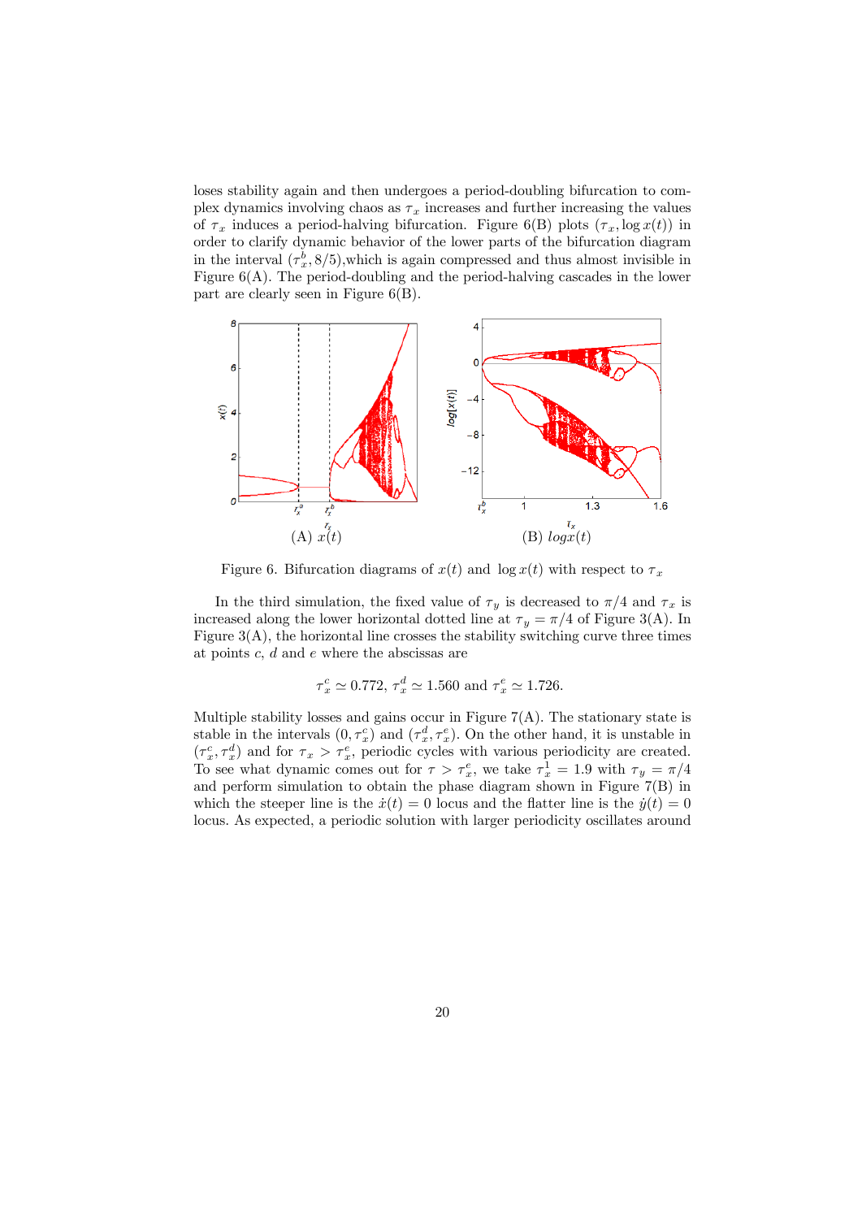loses stability again and then undergoes a period-doubling bifurcation to complex dynamics involving chaos as $\tau_x$ increases and further increasing the values of $\tau_x$ induces a period-halving bifurcation. Figure 6(B) plots $(\tau_x, \log x(t))$ in order to clarify dynamic behavior of the lower parts of the bifurcation diagram in the interval $(\tau_x^b, 8/5)$,which is again compressed and thus almost invisible in Figure 6(A). The period-doubling and the period-halving cascades in the lower part are clearly seen in Figure 6(B).

(A) $x(t)$ (B) $log x(t)$

Figure 6. Bifurcation diagrams of $x(t)$ and $\log x(t)$ with respect to $\tau_x$

In the third simulation, the fixed value of $\tau_y$ is decreased to $\pi/4$ and $\tau_x$ is increased along the lower horizontal dotted line at $\tau_y = \pi/4$ of Figure 3(A). In Figure 3(A), the horizontal line crosses the stability switching curve three times at points $c$, $d$ and $e$ where the abscissas are

$$\tau_x^c \simeq 0.772,\ \tau_x^d \simeq 1.560 \text{ and } \tau_x^e \simeq 1.726.$$

Multiple stability losses and gains occur in Figure 7(A). The stationary state is stable in the intervals $(0, \tau_x^c)$ and $(\tau_x^d, \tau_x^e)$. On the other hand, it is unstable in $(\tau_x^c, \tau_x^d)$ and for $\tau_x > \tau_x^e$, periodic cycles with various periodicity are created. To see what dynamic comes out for $\tau > \tau_x^e$, we take $\tau_x^1 = 1.9$ with $\tau_y = \pi/4$ and perform simulation to obtain the phase diagram shown in Figure 7(B) in which the steeper line is the $\dot{x}(t) = 0$ locus and the flatter line is the $\dot{y}(t) = 0$ locus. As expected, a periodic solution with larger periodicity oscillates around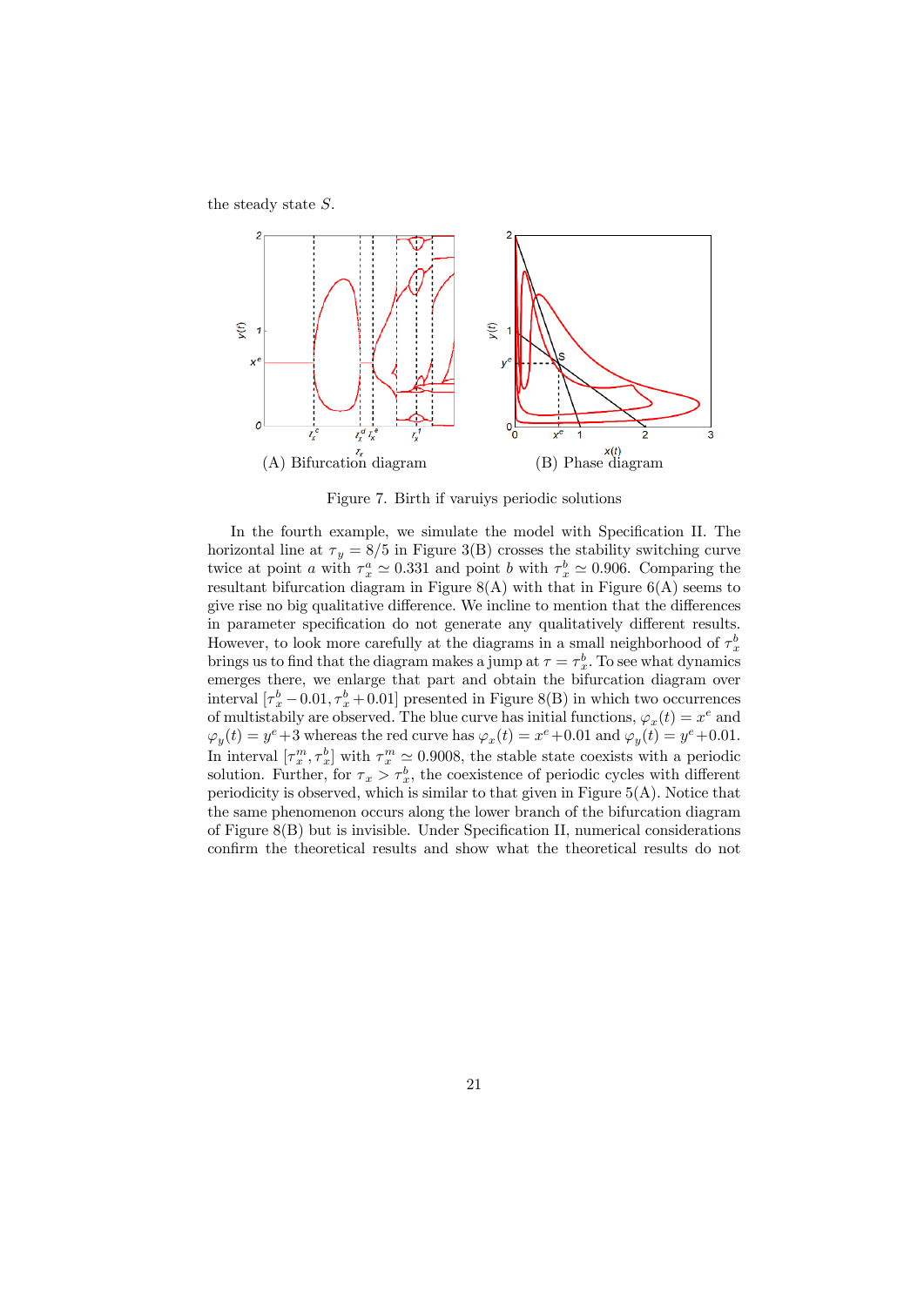the steady state $S$.

(A) Bifurcation diagram (B) Phase diagram

Figure 7. Birth if varuiys periodic solutions

In the fourth example, we simulate the model with Specification II. The horizontal line at $\tau_y = 8/5$ in Figure 3(B) crosses the stability switching curve twice at point $a$ with $\tau_x^a \simeq 0.331$ and point $b$ with $\tau_x^b \simeq 0.906$. Comparing the resultant bifurcation diagram in Figure 8(A) with that in Figure 6(A) seems to give rise no big qualitative difference. We incline to mention that the differences in parameter specification do not generate any qualitatively different results. However, to look more carefully at the diagrams in a small neighborhood of $\tau_x^b$ brings us to find that the diagram makes a jump at $\tau = \tau_x^b$. To see what dynamics emerges there, we enlarge that part and obtain the bifurcation diagram over interval $[\tau_x^b - 0.01, \tau_x^b + 0.01]$ presented in Figure 8(B) in which two occurrences of multistabily are observed. The blue curve has initial functions, $\varphi_x(t) = x^e$ and $\varphi_y(t) = y^e + 3$ whereas the red curve has $\varphi_x(t) = x^e + 0.01$ and $\varphi_y(t) = y^e + 0.01$. In interval $[\tau_x^m, \tau_x^b]$ with $\tau_x^m \simeq 0.9008$, the stable state coexists with a periodic solution. Further, for $\tau_x > \tau_x^b$, the coexistence of periodic cycles with different periodicity is observed, which is similar to that given in Figure 5(A). Notice that the same phenomenon occurs along the lower branch of the bifurcation diagram of Figure 8(B) but is invisible. Under Specification II, numerical considerations confirm the theoretical results and show what the theoretical results do not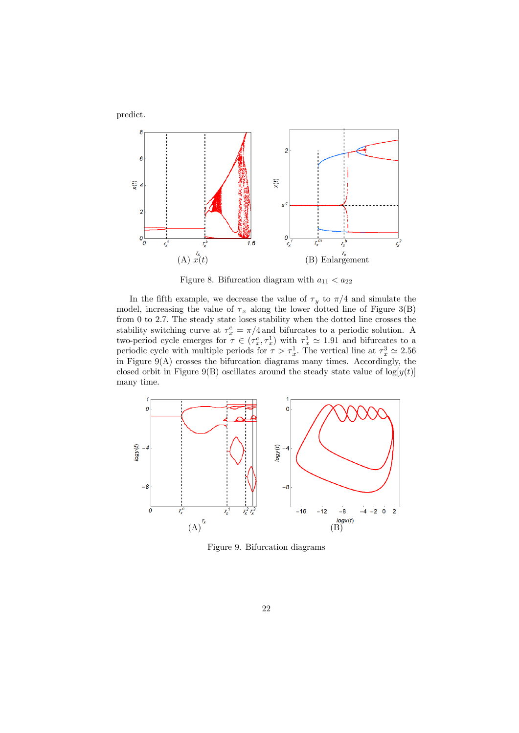predict.

Figure 8. Bifurcation diagram with $a_{11} < a_{22}$

In the fifth example, we decrease the value of $\tau_y$ to $\pi/4$ and simulate the model, increasing the value of $\tau_x$ along the lower dotted line of Figure 3(B) from 0 to 2.7. The steady state loses stability when the dotted line crosses the stability switching curve at $\tau_x^c = \pi/4$ and bifurcates to a periodic solution. A two-period cycle emerges for $\tau \in (\tau_x^c, \tau_x^1)$ with $\tau_x^1 \simeq 1.91$ and bifurcates to a periodic cycle with multiple periods for $\tau > \tau_x^1$. The vertical line at $\tau_x^3 \simeq 2.56$ in Figure 9(A) crosses the bifurcation diagrams many times. Accordingly, the closed orbit in Figure 9(B) oscillates around the steady state value of $\log[y(t)]$ many time.

Figure 9. Bifurcation diagrams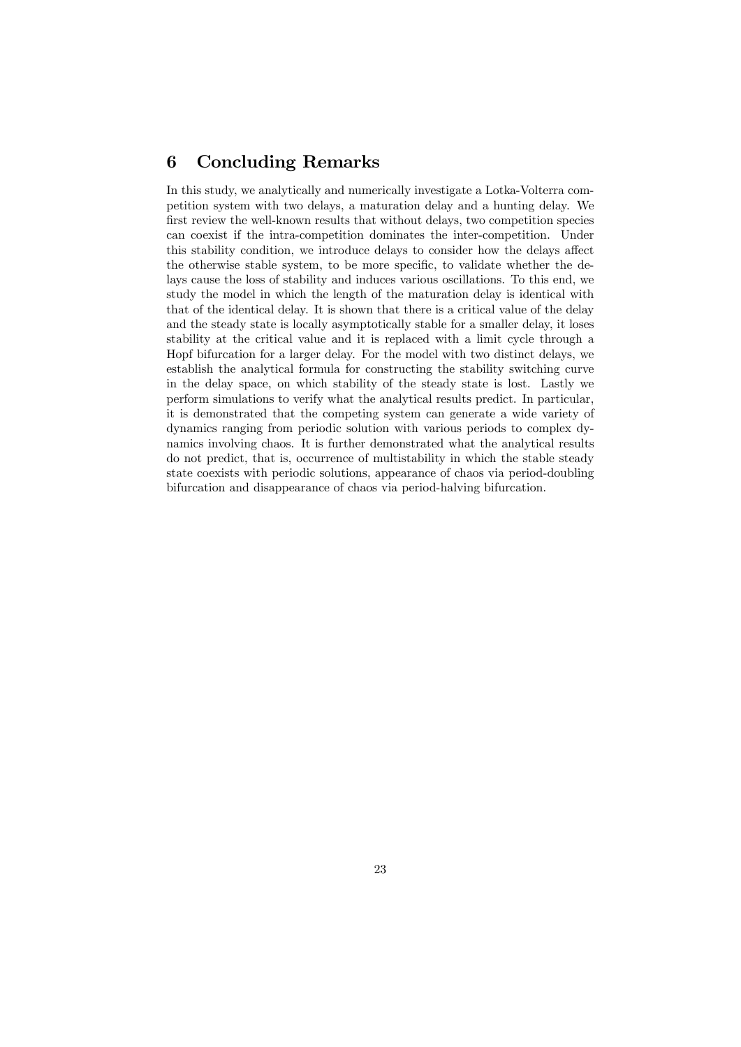## 6 Concluding Remarks

In this study, we analytically and numerically investigate a Lotka-Volterra competition system with two delays, a maturation delay and a hunting delay. We first review the well-known results that without delays, two competition species can coexist if the intra-competition dominates the inter-competition. Under this stability condition, we introduce delays to consider how the delays affect the otherwise stable system, to be more specific, to validate whether the delays cause the loss of stability and induces various oscillations. To this end, we study the model in which the length of the maturation delay is identical with that of the identical delay. It is shown that there is a critical value of the delay and the steady state is locally asymptotically stable for a smaller delay, it loses stability at the critical value and it is replaced with a limit cycle through a Hopf bifurcation for a larger delay. For the model with two distinct delays, we establish the analytical formula for constructing the stability switching curve in the delay space, on which stability of the steady state is lost. Lastly we perform simulations to verify what the analytical results predict. In particular, it is demonstrated that the competing system can generate a wide variety of dynamics ranging from periodic solution with various periods to complex dynamics involving chaos. It is further demonstrated what the analytical results do not predict, that is, occurrence of multistability in which the stable steady state coexists with periodic solutions, appearance of chaos via period-doubling bifurcation and disappearance of chaos via period-halving bifurcation.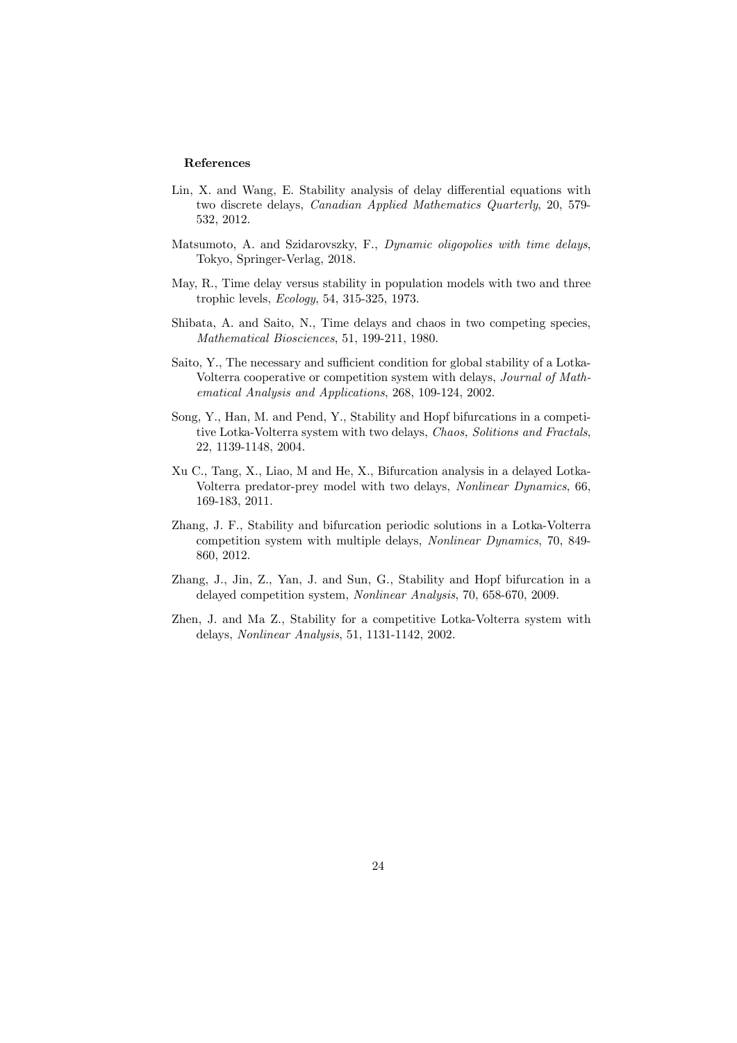**References**

Lin, X. and Wang, E. Stability analysis of delay differential equations with two discrete delays, *Canadian Applied Mathematics Quarterly*, 20, 579-532, 2012.

Matsumoto, A. and Szidarovszky, F., *Dynamic oligopolies with time delays*, Tokyo, Springer-Verlag, 2018.

May, R., Time delay versus stability in population models with two and three trophic levels, *Ecology*, 54, 315-325, 1973.

Shibata, A. and Saito, N., Time delays and chaos in two competing species, *Mathematical Biosciences*, 51, 199-211, 1980.

Saito, Y., The necessary and sufficient condition for global stability of a Lotka-Volterra cooperative or competition system with delays, *Journal of Mathematical Analysis and Applications*, 268, 109-124, 2002.

Song, Y., Han, M. and Pend, Y., Stability and Hopf bifurcations in a competitive Lotka-Volterra system with two delays, *Chaos, Solitions and Fractals*, 22, 1139-1148, 2004.

Xu C., Tang, X., Liao, M and He, X., Bifurcation analysis in a delayed Lotka-Volterra predator-prey model with two delays, *Nonlinear Dynamics*, 66, 169-183, 2011.

Zhang, J. F., Stability and bifurcation periodic solutions in a Lotka-Volterra competition system with multiple delays, *Nonlinear Dynamics*, 70, 849-860, 2012.

Zhang, J., Jin, Z., Yan, J. and Sun, G., Stability and Hopf bifurcation in a delayed competition system, *Nonlinear Analysis*, 70, 658-670, 2009.

Zhen, J. and Ma Z., Stability for a competitive Lotka-Volterra system with delays, *Nonlinear Analysis*, 51, 1131-1142, 2002.